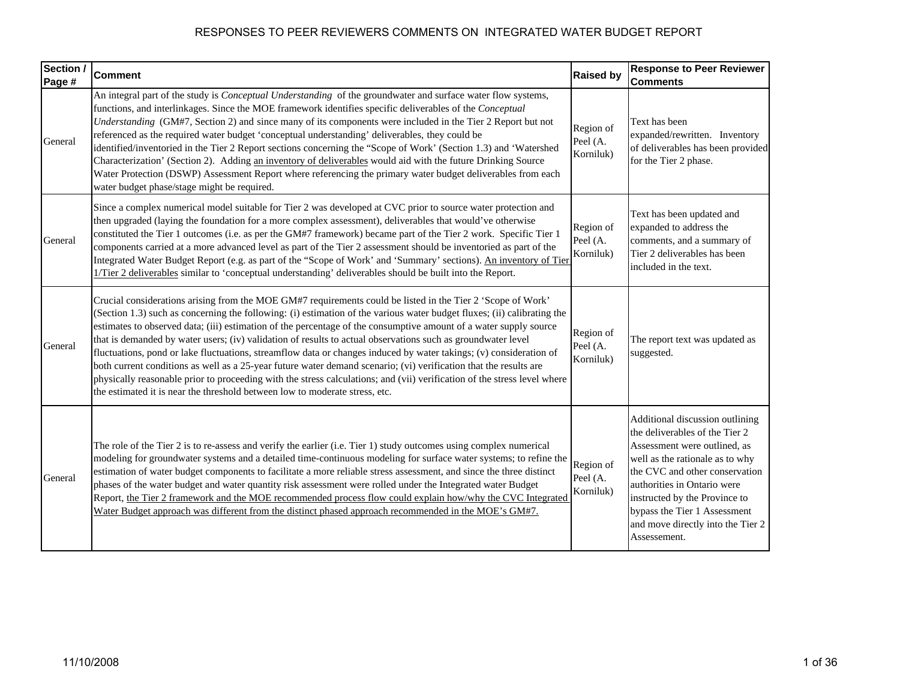# RESPONSES TO PEER REVIEWERS COMMENTS ON INTEGRATED WATER BUDGET REPORT

| Section / Page # | Comment | Raised by | Response to Peer Reviewer Comments |
|---|---|---|---|
| General | An integral part of the study is *Conceptual Understanding* of the groundwater and surface water flow systems, functions, and interlinkages. Since the MOE framework identifies specific deliverables of the *Conceptual Understanding* (GM#7, Section 2) and since many of its components were included in the Tier 2 Report but not referenced as the required water budget 'conceptual understanding' deliverables, they could be identified/inventoried in the Tier 2 Report sections concerning the "Scope of Work" (Section 1.3) and 'Watershed Characterization' (Section 2). Adding <u>an inventory of deliverables</u> would aid with the future Drinking Source Water Protection (DSWP) Assessment Report where referencing the primary water budget deliverables from each water budget phase/stage might be required. | Region of Peel (A. Korniluk) | Text has been expanded/rewritten. Inventory of deliverables has been provided for the Tier 2 phase. |
| General | Since a complex numerical model suitable for Tier 2 was developed at CVC prior to source water protection and then upgraded (laying the foundation for a more complex assessment), deliverables that would've otherwise constituted the Tier 1 outcomes (i.e. as per the GM#7 framework) became part of the Tier 2 work. Specific Tier 1 components carried at a more advanced level as part of the Tier 2 assessment should be inventoried as part of the Integrated Water Budget Report (e.g. as part of the "Scope of Work" and 'Summary' sections). <u>An inventory of Tier 1/Tier 2 deliverables</u> similar to 'conceptual understanding' deliverables should be built into the Report. | Region of Peel (A. Korniluk) | Text has been updated and expanded to address the comments, and a summary of Tier 2 deliverables has been included in the text. |
| General | Crucial considerations arising from the MOE GM#7 requirements could be listed in the Tier 2 'Scope of Work' (Section 1.3) such as concerning the following: (i) estimation of the various water budget fluxes; (ii) calibrating the estimates to observed data; (iii) estimation of the percentage of the consumptive amount of a water supply source that is demanded by water users; (iv) validation of results to actual observations such as groundwater level fluctuations, pond or lake fluctuations, streamflow data or changes induced by water takings; (v) consideration of both current conditions as well as a 25-year future water demand scenario; (vi) verification that the results are physically reasonable prior to proceeding with the stress calculations; and (vii) verification of the stress level where the estimated it is near the threshold between low to moderate stress, etc. | Region of Peel (A. Korniluk) | The report text was updated as suggested. |
| General | The role of the Tier 2 is to re-assess and verify the earlier (i.e. Tier 1) study outcomes using complex numerical modeling for groundwater systems and a detailed time-continuous modeling for surface water systems; to refine the estimation of water budget components to facilitate a more reliable stress assessment, and since the three distinct phases of the water budget and water quantity risk assessment were rolled under the Integrated water Budget Report, <u>the Tier 2 framework and the MOE recommended process flow could explain how/why the CVC Integrated Water Budget approach was different from the distinct phased approach recommended in the MOE's GM#7.</u> | Region of Peel (A. Korniluk) | Additional discussion outlining the deliverables of the Tier 2 Assessment were outlined, as well as the rationale as to why the CVC and other conservation authorities in Ontario were instructed by the Province to bypass the Tier 1 Assessment and move directly into the Tier 2 Assessement. |

11/10/2008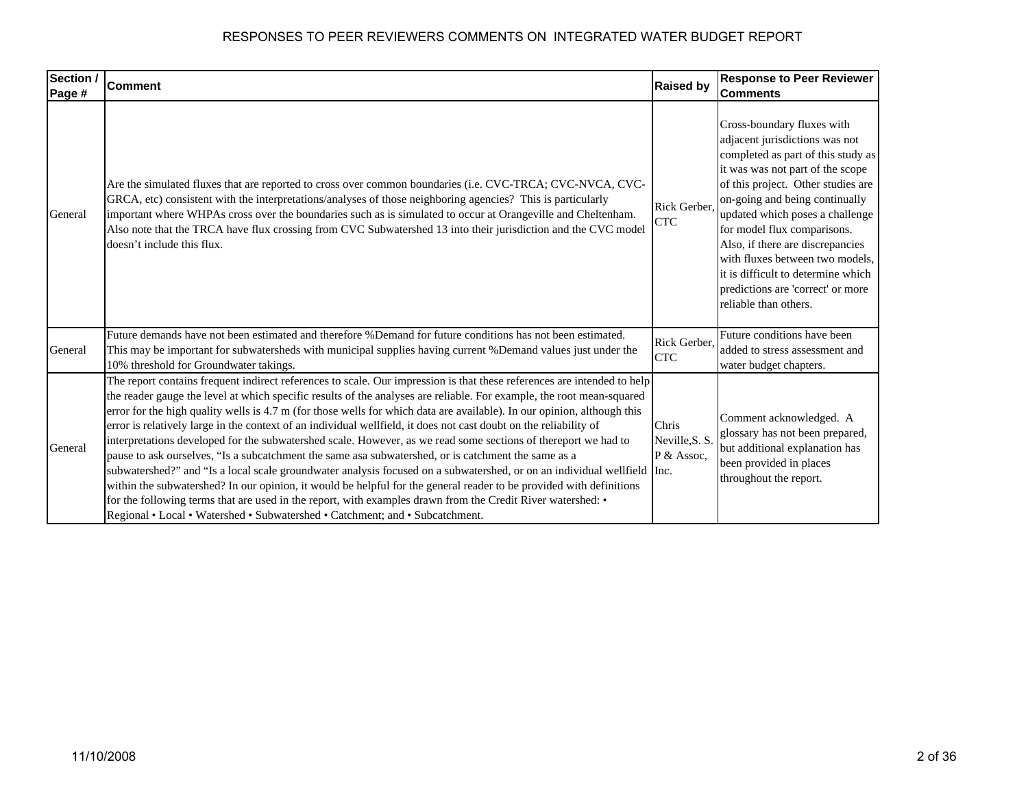# RESPONSES TO PEER REVIEWERS COMMENTS ON INTEGRATED WATER BUDGET REPORT

| Section / Page # | Comment | Raised by | Response to Peer Reviewer Comments |
|---|---|---|---|
| General | Are the simulated fluxes that are reported to cross over common boundaries (i.e. CVC-TRCA; CVC-NVCA, CVC-GRCA, etc) consistent with the interpretations/analyses of those neighboring agencies? This is particularly important where WHPAs cross over the boundaries such as is simulated to occur at Orangeville and Cheltenham. Also note that the TRCA have flux crossing from CVC Subwatershed 13 into their jurisdiction and the CVC model doesn't include this flux. | Rick Gerber, CTC | Cross-boundary fluxes with adjacent jurisdictions was not completed as part of this study as it was was not part of the scope of this project. Other studies are on-going and being continually updated which poses a challenge for model flux comparisons. Also, if there are discrepancies with fluxes between two models, it is difficult to determine which predictions are 'correct' or more reliable than others. |
| General | Future demands have not been estimated and therefore %Demand for future conditions has not been estimated. This may be important for subwatersheds with municipal supplies having current %Demand values just under the 10% threshold for Groundwater takings. | Rick Gerber, CTC | Future conditions have been added to stress assessment and water budget chapters. |
| General | The report contains frequent indirect references to scale. Our impression is that these references are intended to help the reader gauge the level at which specific results of the analyses are reliable. For example, the root mean-squared error for the high quality wells is 4.7 m (for those wells for which data are available). In our opinion, although this error is relatively large in the context of an individual wellfield, it does not cast doubt on the reliability of interpretations developed for the subwatershed scale. However, as we read some sections of thereport we had to pause to ask ourselves, "Is a subcatchment the same asa subwatershed, or is catchment the same as a subwatershed?" and "Is a local scale groundwater analysis focused on a subwatershed, or on an individual wellfield within the subwatershed? In our opinion, it would be helpful for the general reader to be provided with definitions for the following terms that are used in the report, with examples drawn from the Credit River watershed: • Regional • Local • Watershed • Subwatershed • Catchment; and • Subcatchment. | Chris Neville,S. S. P & Assoc, Inc. | Comment acknowledged. A glossary has not been prepared, but additional explanation has been provided in places throughout the report. |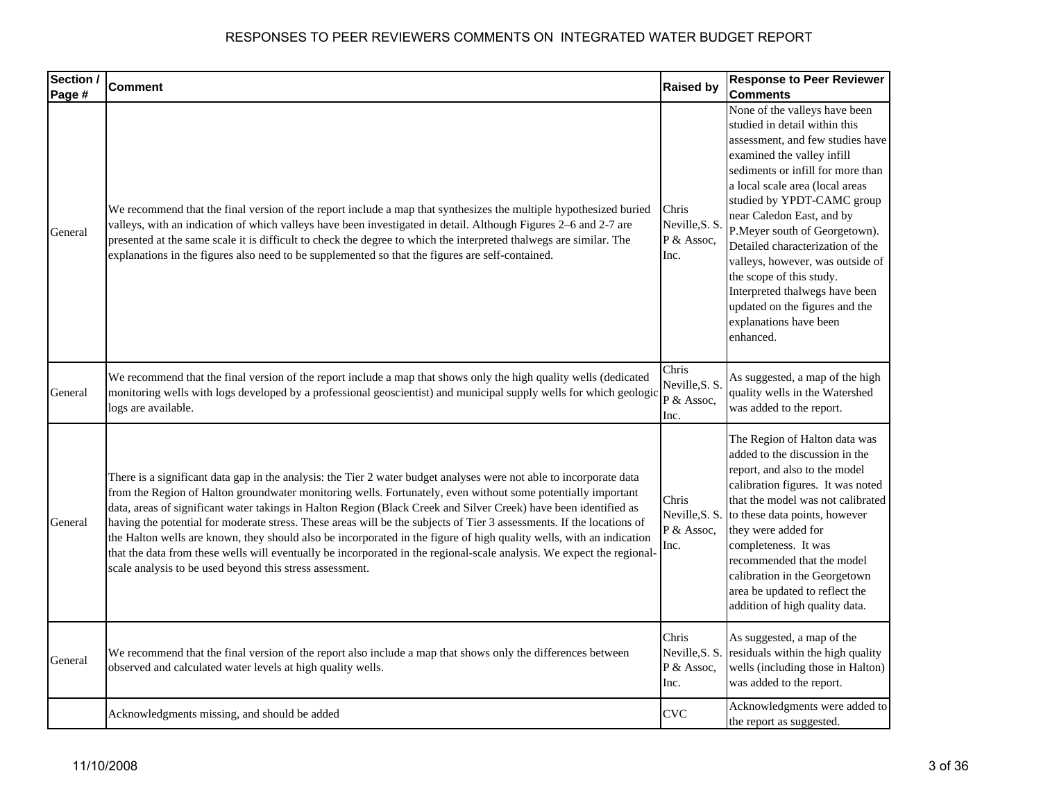# RESPONSES TO PEER REVIEWERS COMMENTS ON INTEGRATED WATER BUDGET REPORT

| Section / Page # | Comment | Raised by | Response to Peer Reviewer Comments |
|---|---|---|---|
| General | We recommend that the final version of the report include a map that synthesizes the multiple hypothesized buried valleys, with an indication of which valleys have been investigated in detail. Although Figures 2–6 and 2-7 are presented at the same scale it is difficult to check the degree to which the interpreted thalwegs are similar. The explanations in the figures also need to be supplemented so that the figures are self-contained. | Chris Neville,S. S. P & Assoc, Inc. | None of the valleys have been studied in detail within this assessment, and few studies have examined the valley infill sediments or infill for more than a local scale area (local areas studied by YPDT-CAMC group near Caledon East, and by P.Meyer south of Georgetown). Detailed characterization of the valleys, however, was outside of the scope of this study. Interpreted thalwegs have been updated on the figures and the explanations have been enhanced. |
| General | We recommend that the final version of the report include a map that shows only the high quality wells (dedicated monitoring wells with logs developed by a professional geoscientist) and municipal supply wells for which geologic logs are available. | Chris Neville,S. S. P & Assoc, Inc. | As suggested, a map of the high quality wells in the Watershed was added to the report. |
| General | There is a significant data gap in the analysis: the Tier 2 water budget analyses were not able to incorporate data from the Region of Halton groundwater monitoring wells. Fortunately, even without some potentially important data, areas of significant water takings in Halton Region (Black Creek and Silver Creek) have been identified as having the potential for moderate stress. These areas will be the subjects of Tier 3 assessments. If the locations of the Halton wells are known, they should also be incorporated in the figure of high quality wells, with an indication that the data from these wells will eventually be incorporated in the regional-scale analysis. We expect the regional-scale analysis to be used beyond this stress assessment. | Chris Neville,S. S. P & Assoc, Inc. | The Region of Halton data was added to the discussion in the report, and also to the model calibration figures. It was noted that the model was not calibrated to these data points, however they were added for completeness. It was recommended that the model calibration in the Georgetown area be updated to reflect the addition of high quality data. |
| General | We recommend that the final version of the report also include a map that shows only the differences between observed and calculated water levels at high quality wells. | Chris Neville,S. S. P & Assoc, Inc. | As suggested, a map of the residuals within the high quality wells (including those in Halton) was added to the report. |
| | Acknowledgments missing, and should be added | CVC | Acknowledgments were added to the report as suggested. |

11/10/2008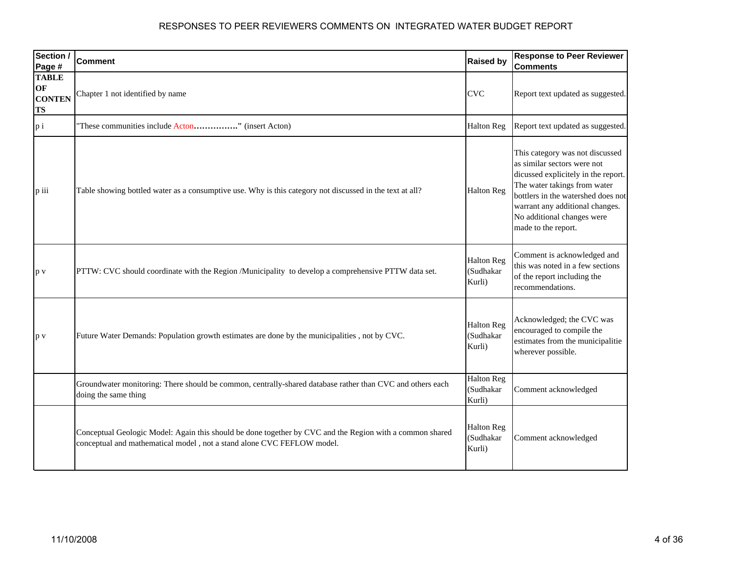# RESPONSES TO PEER REVIEWERS COMMENTS ON INTEGRATED WATER BUDGET REPORT

| Section / Page # | Comment | Raised by | Response to Peer Reviewer Comments |
|---|---|---|---|
| **TABLE OF CONTENTS** | Chapter 1 not identified by name | CVC | Report text updated as suggested. |
| p i | "These communities include Acton**……………**" (insert Acton) | Halton Reg | Report text updated as suggested. |
| p iii | Table showing bottled water as a consumptive use. Why is this category not discussed in the text at all? | Halton Reg | This category was not discussed as similar sectors were not dicussed explicitely in the report. The water takings from water bottlers in the watershed does not warrant any additional changes. No additional changes were made to the report. |
| p v | PTTW: CVC should coordinate with the Region /Municipality to develop a comprehensive PTTW data set. | Halton Reg (Sudhakar Kurli) | Comment is acknowledged and this was noted in a few sections of the report including the recommendations. |
| p v | Future Water Demands: Population growth estimates are done by the municipalities , not by CVC. | Halton Reg (Sudhakar Kurli) | Acknowledged; the CVC was encouraged to compile the estimates from the municipalitie wherever possible. |
| | Groundwater monitoring: There should be common, centrally-shared database rather than CVC and others each doing the same thing | Halton Reg (Sudhakar Kurli) | Comment acknowledged |
| | Conceptual Geologic Model: Again this should be done together by CVC and the Region with a common shared conceptual and mathematical model , not a stand alone CVC FEFLOW model. | Halton Reg (Sudhakar Kurli) | Comment acknowledged |

11/10/2008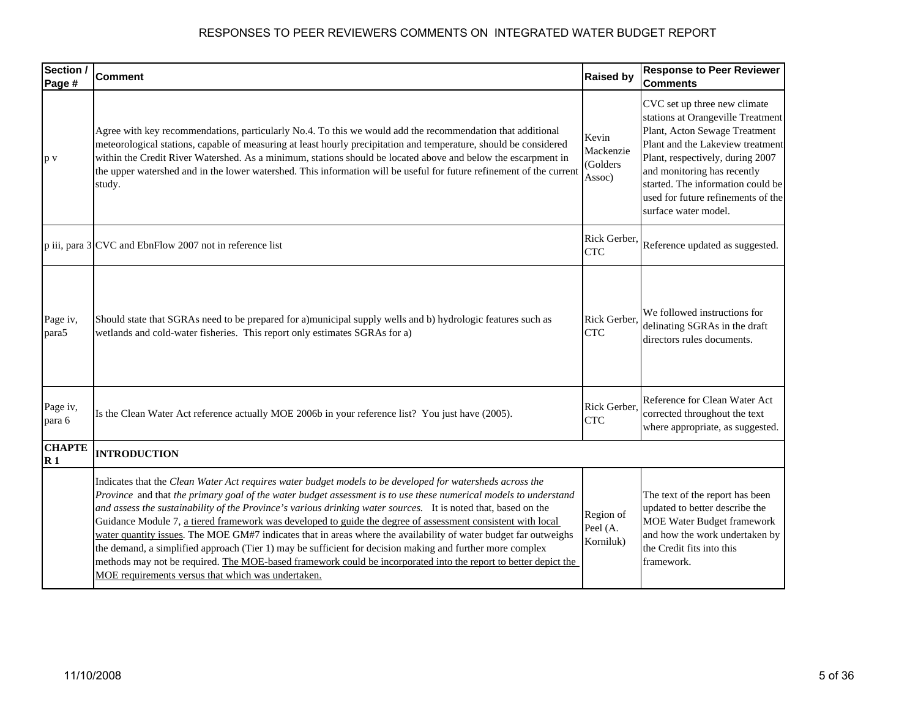# RESPONSES TO PEER REVIEWERS COMMENTS ON INTEGRATED WATER BUDGET REPORT

| Section / Page # | Comment | Raised by | Response to Peer Reviewer Comments |
|---|---|---|---|
| p v | Agree with key recommendations, particularly No.4. To this we would add the recommendation that additional meteorological stations, capable of measuring at least hourly precipitation and temperature, should be considered within the Credit River Watershed. As a minimum, stations should be located above and below the escarpment in the upper watershed and in the lower watershed. This information will be useful for future refinement of the current study. | Kevin Mackenzie (Golders Assoc) | CVC set up three new climate stations at Orangeville Treatment Plant, Acton Sewage Treatment Plant and the Lakeview treatment Plant, respectively, during 2007 and monitoring has recently started. The information could be used for future refinements of the surface water model. |
| p iii, para 3 | CVC and EbnFlow 2007 not in reference list | Rick Gerber, CTC | Reference updated as suggested. |
| Page iv, para5 | Should state that SGRAs need to be prepared for a)municipal supply wells and b) hydrologic features such as wetlands and cold-water fisheries. This report only estimates SGRAs for a) | Rick Gerber, CTC | We followed instructions for delinating SGRAs in the draft directors rules documents. |
| Page iv, para 6 | Is the Clean Water Act reference actually MOE 2006b in your reference list? You just have (2005). | Rick Gerber, CTC | Reference for Clean Water Act corrected throughout the text where appropriate, as suggested. |
| **CHAPTER 1** | **INTRODUCTION** | | |
| | Indicates that the *Clean Water Act requires water budget models to be developed for watersheds across the Province* and that *the primary goal of the water budget assessment is to use these numerical models to understand and assess the sustainability of the Province's various drinking water sources.* It is noted that, based on the Guidance Module 7, <u>a tiered framework was developed to guide the degree of assessment consistent with local water quantity issues</u>. The MOE GM#7 indicates that in areas where the availability of water budget far outweighs the demand, a simplified approach (Tier 1) may be sufficient for decision making and further more complex methods may not be required. <u>The MOE-based framework could be incorporated into the report to better depict the MOE requirements versus that which was undertaken.</u> | Region of Peel (A. Korniluk) | The text of the report has been updated to better describe the MOE Water Budget framework and how the work undertaken by the Credit fits into this framework. |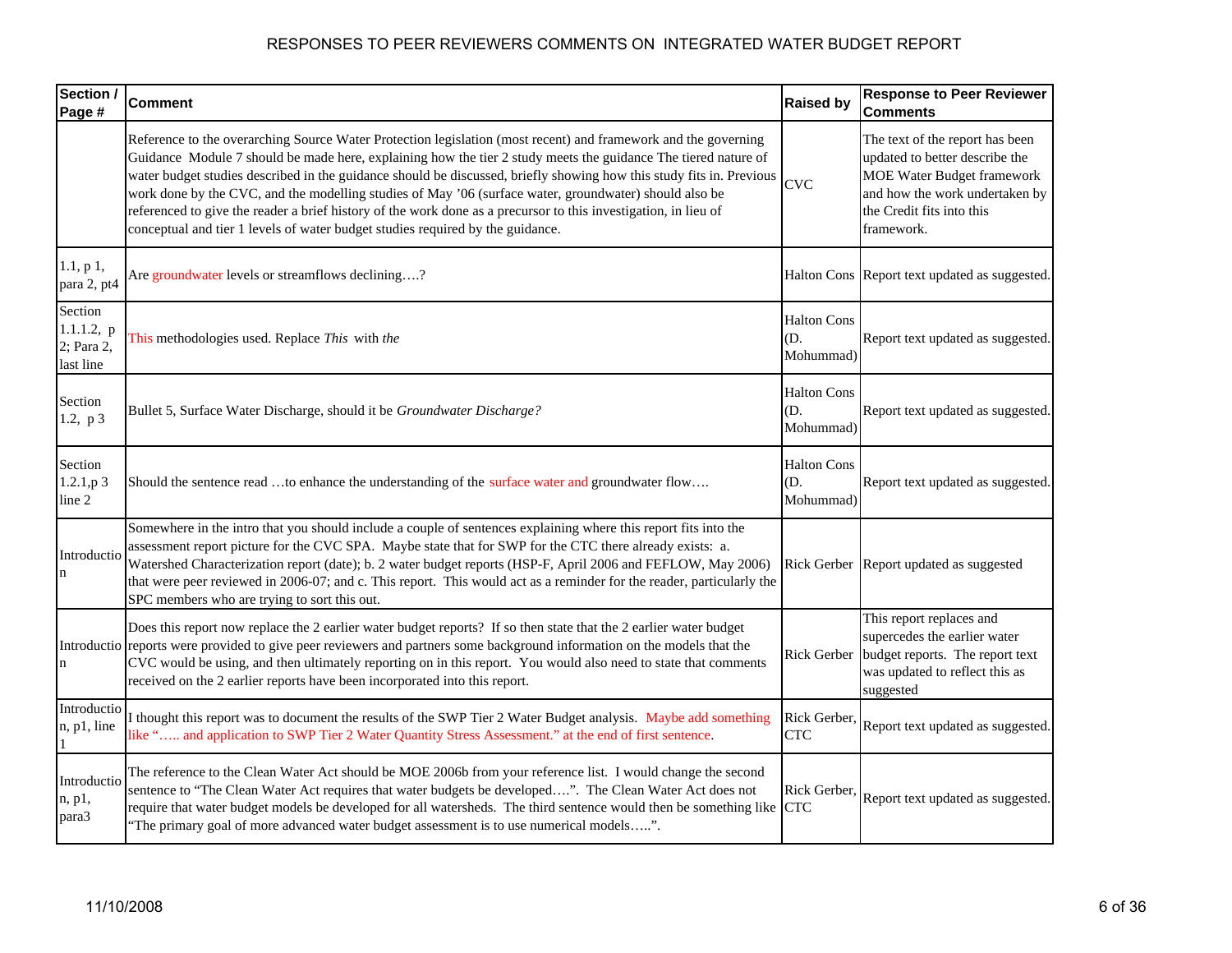# RESPONSES TO PEER REVIEWERS COMMENTS ON INTEGRATED WATER BUDGET REPORT

| Section / Page # | Comment | Raised by | Response to Peer Reviewer Comments |
|---|---|---|---|
| | Reference to the overarching Source Water Protection legislation (most recent) and framework and the governing Guidance Module 7 should be made here, explaining how the tier 2 study meets the guidance The tiered nature of water budget studies described in the guidance should be discussed, briefly showing how this study fits in. Previous work done by the CVC, and the modelling studies of May '06 (surface water, groundwater) should also be referenced to give the reader a brief history of the work done as a precursor to this investigation, in lieu of conceptual and tier 1 levels of water budget studies required by the guidance. | CVC | The text of the report has been updated to better describe the MOE Water Budget framework and how the work undertaken by the Credit fits into this framework. |
| 1.1, p 1, para 2, pt4 | Are groundwater levels or streamflows declining….? | Halton Cons | Report text updated as suggested. |
| Section 1.1.1.2, p 2; Para 2, last line | This methodologies used. Replace *This* with *the* | Halton Cons (D. Mohummad) | Report text updated as suggested. |
| Section 1.2, p 3 | Bullet 5, Surface Water Discharge, should it be *Groundwater Discharge?* | Halton Cons (D. Mohummad) | Report text updated as suggested. |
| Section 1.2.1,p 3 line 2 | Should the sentence read …to enhance the understanding of the surface water and groundwater flow…. | Halton Cons (D. Mohummad) | Report text updated as suggested. |
| Introduction | Somewhere in the intro that you should include a couple of sentences explaining where this report fits into the assessment report picture for the CVC SPA. Maybe state that for SWP for the CTC there already exists: a. Watershed Characterization report (date); b. 2 water budget reports (HSP-F, April 2006 and FEFLOW, May 2006) that were peer reviewed in 2006-07; and c. This report. This would act as a reminder for the reader, particularly the SPC members who are trying to sort this out. | Rick Gerber | Report updated as suggested |
| Introduction | Does this report now replace the 2 earlier water budget reports? If so then state that the 2 earlier water budget reports were provided to give peer reviewers and partners some background information on the models that the CVC would be using, and then ultimately reporting on in this report. You would also need to state that comments received on the 2 earlier reports have been incorporated into this report. | Rick Gerber | This report replaces and supercedes the earlier water budget reports. The report text was updated to reflect this as suggested |
| Introduction, p1, line 1 | I thought this report was to document the results of the SWP Tier 2 Water Budget analysis. Maybe add something like "….. and application to SWP Tier 2 Water Quantity Stress Assessment." at the end of first sentence. | Rick Gerber, CTC | Report text updated as suggested. |
| Introduction, p1, para3 | The reference to the Clean Water Act should be MOE 2006b from your reference list. I would change the second sentence to "The Clean Water Act requires that water budgets be developed….". The Clean Water Act does not require that water budget models be developed for all watersheds. The third sentence would then be something like "The primary goal of more advanced water budget assessment is to use numerical models…..". | Rick Gerber, CTC | Report text updated as suggested. |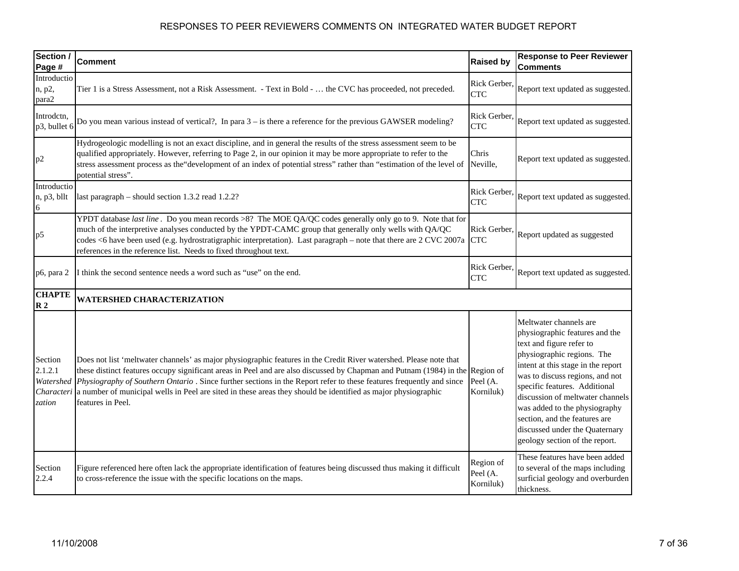# RESPONSES TO PEER REVIEWERS COMMENTS ON INTEGRATED WATER BUDGET REPORT

| Section / Page # | Comment | Raised by | Response to Peer Reviewer Comments |
|---|---|---|---|
| Introduction, p2, para2 | Tier 1 is a Stress Assessment, not a Risk Assessment. - Text in Bold - … the CVC has proceeded, not preceded. | Rick Gerber, CTC | Report text updated as suggested. |
| Introdctn, p3, bullet 6 | Do you mean various instead of vertical?, In para 3 – is there a reference for the previous GAWSER modeling? | Rick Gerber, CTC | Report text updated as suggested. |
| p2 | Hydrogeologic modelling is not an exact discipline, and in general the results of the stress assessment seem to be qualified appropriately. However, referring to Page 2, in our opinion it may be more appropriate to refer to the stress assessment process as the"development of an index of potential stress" rather than "estimation of the level of potential stress". | Chris Neville, | Report text updated as suggested. |
| Introduction, p3, bllt 6 | last paragraph – should section 1.3.2 read 1.2.2? | Rick Gerber, CTC | Report text updated as suggested. |
| p5 | YPDT database *last line*. Do you mean records >8? The MOE QA/QC codes generally only go to 9. Note that for much of the interpretive analyses conducted by the YPDT-CAMC group that generally only wells with QA/QC codes <6 have been used (e.g. hydrostratigraphic interpretation). Last paragraph – note that there are 2 CVC 2007a references in the reference list. Needs to fixed throughout text. | Rick Gerber, CTC | Report updated as suggested |
| p6, para 2 | I think the second sentence needs a word such as "use" on the end. | Rick Gerber, CTC | Report text updated as suggested. |
| **CHAPTER 2** | **WATERSHED CHARACTERIZATION** | | |
| Section 2.1.2.1 *Watershed Characterization* | Does not list 'meltwater channels' as major physiographic features in the Credit River watershed. Please note that these distinct features occupy significant areas in Peel and are also discussed by Chapman and Putnam (1984) in the *Physiography of Southern Ontario*. Since further sections in the Report refer to these features frequently and since a number of municipal wells in Peel are sited in these areas they should be identified as major physiographic features in Peel. | Region of Peel (A. Korniluk) | Meltwater channels are physiographic features and the text and figure refer to physiographic regions. The intent at this stage in the report was to discuss regions, and not specific features. Additional discussion of meltwater channels was added to the physiography section, and the features are discussed under the Quaternary geology section of the report. |
| Section 2.2.4 | Figure referenced here often lack the appropriate identification of features being discussed thus making it difficult to cross-reference the issue with the specific locations on the maps. | Region of Peel (A. Korniluk) | These features have been added to several of the maps including surficial geology and overburden thickness. |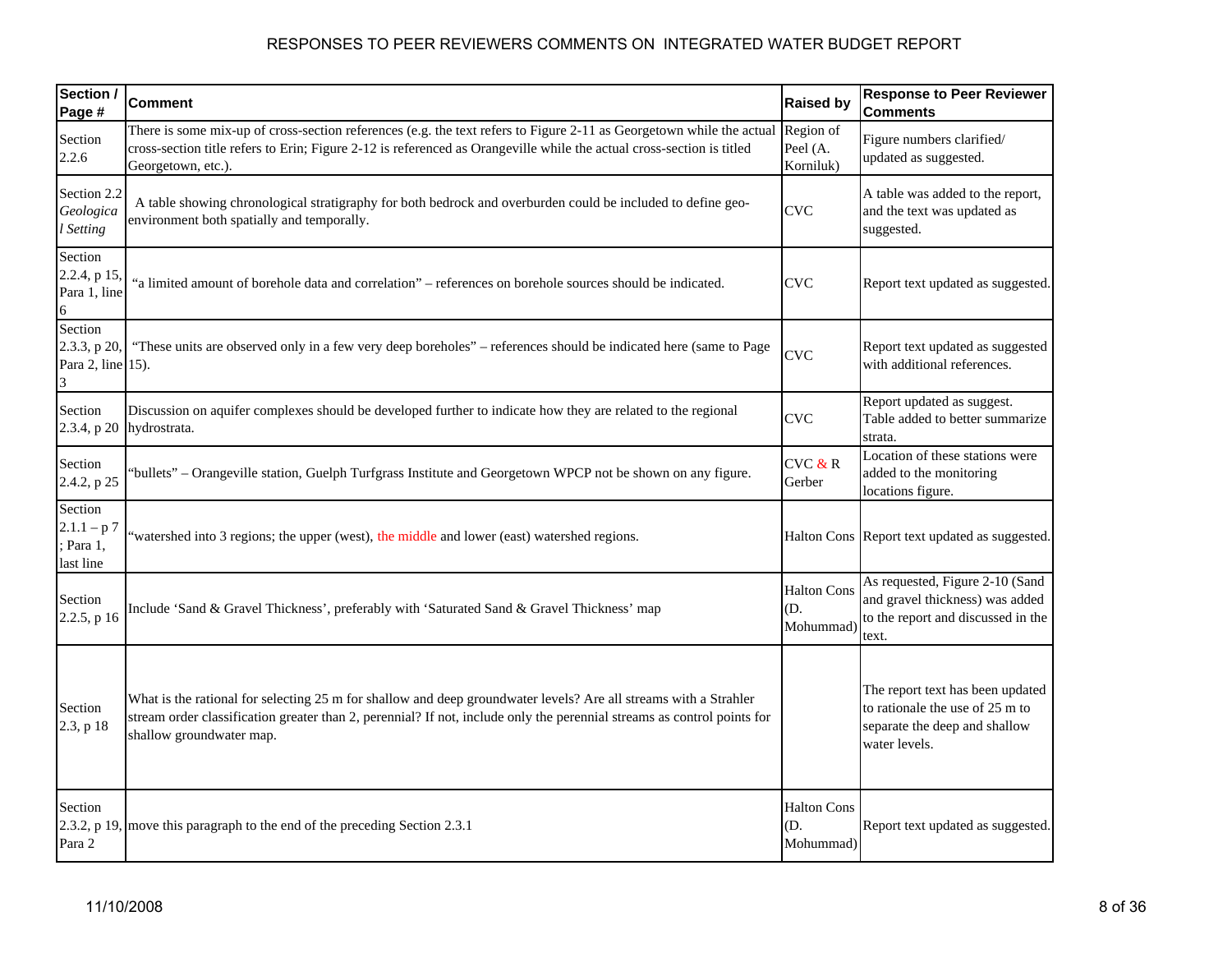# RESPONSES TO PEER REVIEWERS COMMENTS ON INTEGRATED WATER BUDGET REPORT

| Section / Page # | Comment | Raised by | Response to Peer Reviewer Comments |
|---|---|---|---|
| Section 2.2.6 | There is some mix-up of cross-section references (e.g. the text refers to Figure 2-11 as Georgetown while the actual cross-section title refers to Erin; Figure 2-12 is referenced as Orangeville while the actual cross-section is titled Georgetown, etc.). | Region of Peel (A. Korniluk) | Figure numbers clarified/ updated as suggested. |
| Section 2.2 *Geological Setting* | A table showing chronological stratigraphy for both bedrock and overburden could be included to define geo-environment both spatially and temporally. | CVC | A table was added to the report, and the text was updated as suggested. |
| Section 2.2.4, p 15, Para 1, line 6 | "a limited amount of borehole data and correlation" – references on borehole sources should be indicated. | CVC | Report text updated as suggested. |
| Section 2.3.3, p 20, Para 2, line 3 | "These units are observed only in a few very deep boreholes" – references should be indicated here (same to Page 15). | CVC | Report text updated as suggested with additional references. |
| Section 2.3.4, p 20 | Discussion on aquifer complexes should be developed further to indicate how they are related to the regional hydrostrata. | CVC | Report updated as suggest. Table added to better summarize strata. |
| Section 2.4.2, p 25 | "bullets" – Orangeville station, Guelph Turfgrass Institute and Georgetown WPCP not be shown on any figure. | CVC & R Gerber | Location of these stations were added to the monitoring locations figure. |
| Section 2.1.1 – p 7 ; Para 1, last line | "watershed into 3 regions; the upper (west), the middle and lower (east) watershed regions. | Halton Cons | Report text updated as suggested. |
| Section 2.2.5, p 16 | Include 'Sand & Gravel Thickness', preferably with 'Saturated Sand & Gravel Thickness' map | Halton Cons (D. Mohummad) | As requested, Figure 2-10 (Sand and gravel thickness) was added to the report and discussed in the text. |
| Section 2.3, p 18 | What is the rational for selecting 25 m for shallow and deep groundwater levels? Are all streams with a Strahler stream order classification greater than 2, perennial? If not, include only the perennial streams as control points for shallow groundwater map. | | The report text has been updated to rationale the use of 25 m to separate the deep and shallow water levels. |
| Section 2.3.2, p 19, Para 2 | move this paragraph to the end of the preceding Section 2.3.1 | Halton Cons (D. Mohummad) | Report text updated as suggested. |

11/10/2008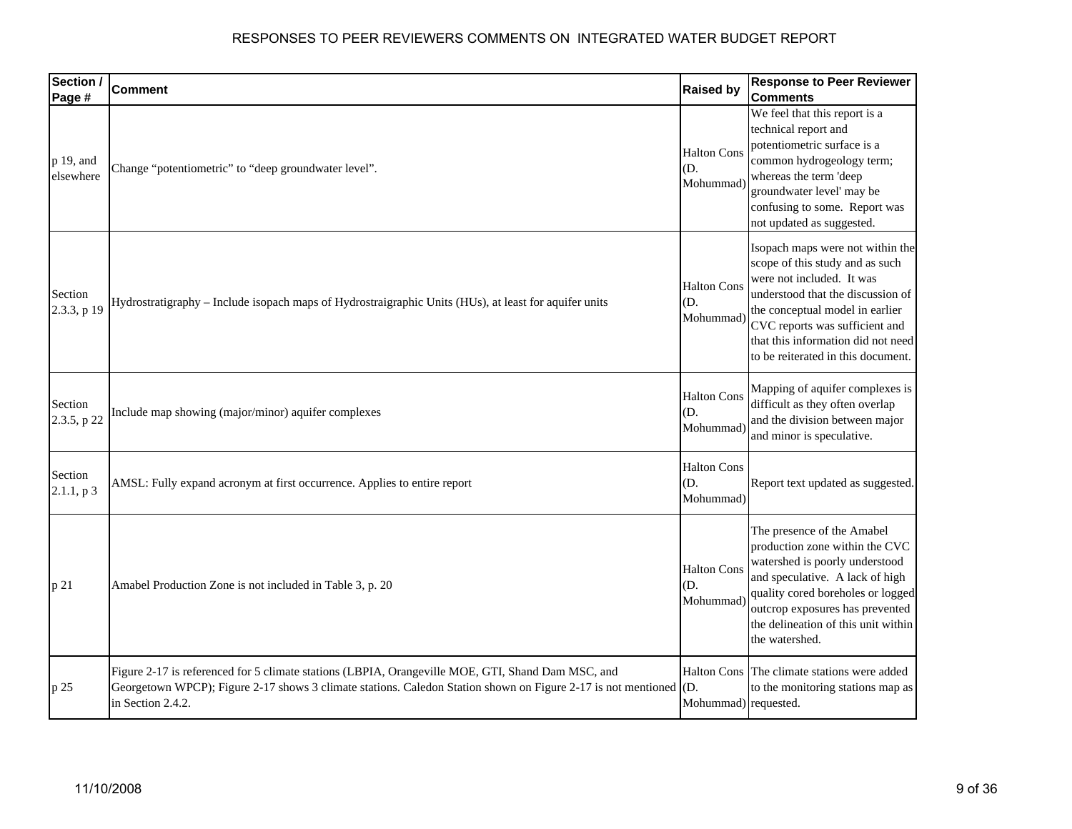# RESPONSES TO PEER REVIEWERS COMMENTS ON INTEGRATED WATER BUDGET REPORT

| Section / Page # | Comment | Raised by | Response to Peer Reviewer Comments |
|---|---|---|---|
| p 19, and elsewhere | Change “potentiometric” to “deep groundwater level”. | Halton Cons (D. Mohummad) | We feel that this report is a technical report and potentiometric surface is a common hydrogeology term; whereas the term 'deep groundwater level' may be confusing to some. Report was not updated as suggested. |
| Section 2.3.3, p 19 | Hydrostratigraphy – Include isopach maps of Hydrostraigraphic Units (HUs), at least for aquifer units | Halton Cons (D. Mohummad) | Isopach maps were not within the scope of this study and as such were not included. It was understood that the discussion of the conceptual model in earlier CVC reports was sufficient and that this information did not need to be reiterated in this document. |
| Section 2.3.5, p 22 | Include map showing (major/minor) aquifer complexes | Halton Cons (D. Mohummad) | Mapping of aquifer complexes is difficult as they often overlap and the division between major and minor is speculative. |
| Section 2.1.1, p 3 | AMSL: Fully expand acronym at first occurrence. Applies to entire report | Halton Cons (D. Mohummad) | Report text updated as suggested. |
| p 21 | Amabel Production Zone is not included in Table 3, p. 20 | Halton Cons (D. Mohummad) | The presence of the Amabel production zone within the CVC watershed is poorly understood and speculative. A lack of high quality cored boreholes or logged outcrop exposures has prevented the delineation of this unit within the watershed. |
| p 25 | Figure 2-17 is referenced for 5 climate stations (LBPIA, Orangeville MOE, GTI, Shand Dam MSC, and Georgetown WPCP); Figure 2-17 shows 3 climate stations. Caledon Station shown on Figure 2-17 is not mentioned in Section 2.4.2. | Halton Cons (D. Mohummad) | The climate stations were added to the monitoring stations map as requested. |

11/10/2008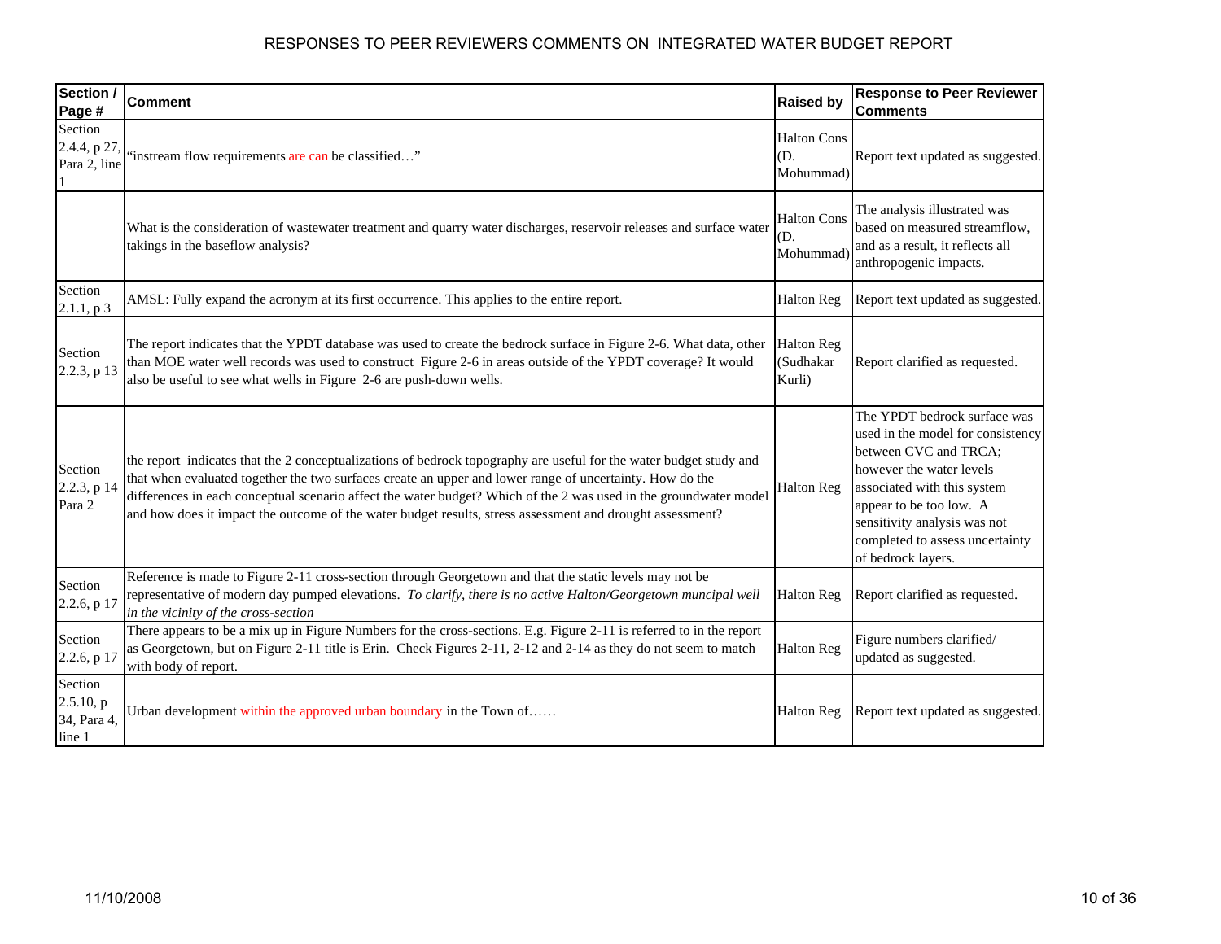RESPONSES TO PEER REVIEWERS COMMENTS ON INTEGRATED WATER BUDGET REPORT

| Section / Page # | Comment | Raised by | Response to Peer Reviewer Comments |
|---|---|---|---|
| Section 2.4.4, p 27, Para 2, line 1 | "instream flow requirements are can be classified…" | Halton Cons (D. Mohummad) | Report text updated as suggested. |
| | What is the consideration of wastewater treatment and quarry water discharges, reservoir releases and surface water takings in the baseflow analysis? | Halton Cons (D. Mohummad) | The analysis illustrated was based on measured streamflow, and as a result, it reflects all anthropogenic impacts. |
| Section 2.1.1, p 3 | AMSL: Fully expand the acronym at its first occurrence. This applies to the entire report. | Halton Reg | Report text updated as suggested. |
| Section 2.2.3, p 13 | The report indicates that the YPDT database was used to create the bedrock surface in Figure 2-6. What data, other than MOE water well records was used to construct Figure 2-6 in areas outside of the YPDT coverage? It would also be useful to see what wells in Figure 2-6 are push-down wells. | Halton Reg (Sudhakar Kurli) | Report clarified as requested. |
| Section 2.2.3, p 14 Para 2 | the report indicates that the 2 conceptualizations of bedrock topography are useful for the water budget study and that when evaluated together the two surfaces create an upper and lower range of uncertainty. How do the differences in each conceptual scenario affect the water budget? Which of the 2 was used in the groundwater model and how does it impact the outcome of the water budget results, stress assessment and drought assessment? | Halton Reg | The YPDT bedrock surface was used in the model for consistency between CVC and TRCA; however the water levels associated with this system appear to be too low. A sensitivity analysis was not completed to assess uncertainty of bedrock layers. |
| Section 2.2.6, p 17 | Reference is made to Figure 2-11 cross-section through Georgetown and that the static levels may not be representative of modern day pumped elevations. *To clarify, there is no active Halton/Georgetown muncipal well in the vicinity of the cross-section* | Halton Reg | Report clarified as requested. |
| Section 2.2.6, p 17 | There appears to be a mix up in Figure Numbers for the cross-sections. E.g. Figure 2-11 is referred to in the report as Georgetown, but on Figure 2-11 title is Erin. Check Figures 2-11, 2-12 and 2-14 as they do not seem to match with body of report. | Halton Reg | Figure numbers clarified/ updated as suggested. |
| Section 2.5.10, p 34, Para 4, line 1 | Urban development within the approved urban boundary in the Town of…… | Halton Reg | Report text updated as suggested. |

11/10/2008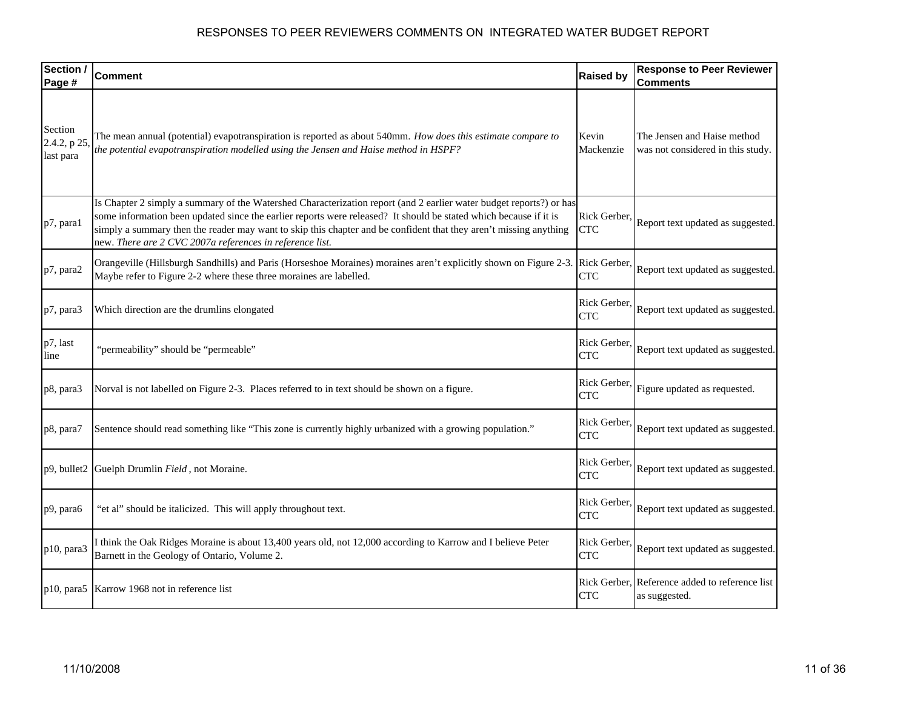| Section / Page # | Comment | Raised by | Response to Peer Reviewer Comments |
|---|---|---|---|
| Section 2.4.2, p 25, last para | The mean annual (potential) evapotranspiration is reported as about 540mm. *How does this estimate compare to the potential evapotranspiration modelled using the Jensen and Haise method in HSPF?* | Kevin Mackenzie | The Jensen and Haise method was not considered in this study. |
| p7, para1 | Is Chapter 2 simply a summary of the Watershed Characterization report (and 2 earlier water budget reports?) or has some information been updated since the earlier reports were released? It should be stated which because if it is simply a summary then the reader may want to skip this chapter and be confident that they aren't missing anything new. *There are 2 CVC 2007a references in reference list.* | Rick Gerber, CTC | Report text updated as suggested. |
| p7, para2 | Orangeville (Hillsburgh Sandhills) and Paris (Horseshoe Moraines) moraines aren't explicitly shown on Figure 2-3. Maybe refer to Figure 2-2 where these three moraines are labelled. | Rick Gerber, CTC | Report text updated as suggested. |
| p7, para3 | Which direction are the drumlins elongated | Rick Gerber, CTC | Report text updated as suggested. |
| p7, last line | "permeability" should be "permeable" | Rick Gerber, CTC | Report text updated as suggested. |
| p8, para3 | Norval is not labelled on Figure 2-3. Places referred to in text should be shown on a figure. | Rick Gerber, CTC | Figure updated as requested. |
| p8, para7 | Sentence should read something like "This zone is currently highly urbanized with a growing population." | Rick Gerber, CTC | Report text updated as suggested. |
| p9, bullet2 | Guelph Drumlin *Field* , not Moraine. | Rick Gerber, CTC | Report text updated as suggested. |
| p9, para6 | "et al" should be italicized. This will apply throughout text. | Rick Gerber, CTC | Report text updated as suggested. |
| p10, para3 | I think the Oak Ridges Moraine is about 13,400 years old, not 12,000 according to Karrow and I believe Peter Barnett in the Geology of Ontario, Volume 2. | Rick Gerber, CTC | Report text updated as suggested. |
| p10, para5 | Karrow 1968 not in reference list | Rick Gerber, CTC | Reference added to reference list as suggested. |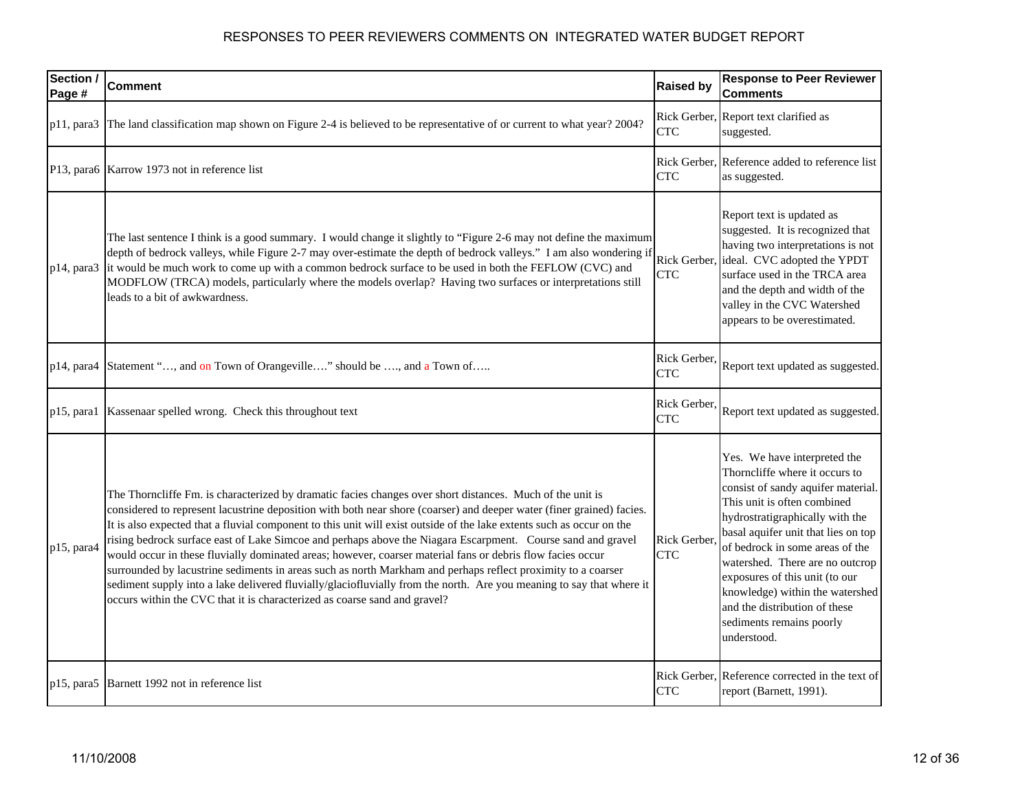| Section / Page # | Comment | Raised by | Response to Peer Reviewer Comments |
|---|---|---|---|
| p11, para3 | The land classification map shown on Figure 2-4 is believed to be representative of or current to what year? 2004? | Rick Gerber, CTC | Report text clarified as suggested. |
| P13, para6 | Karrow 1973 not in reference list | Rick Gerber, CTC | Reference added to reference list as suggested. |
| p14, para3 | The last sentence I think is a good summary. I would change it slightly to "Figure 2-6 may not define the maximum depth of bedrock valleys, while Figure 2-7 may over-estimate the depth of bedrock valleys." I am also wondering if it would be much work to come up with a common bedrock surface to be used in both the FEFLOW (CVC) and MODFLOW (TRCA) models, particularly where the models overlap? Having two surfaces or interpretations still leads to a bit of awkwardness. | Rick Gerber, CTC | Report text is updated as suggested. It is recognized that having two interpretations is not ideal. CVC adopted the YPDT surface used in the TRCA area and the depth and width of the valley in the CVC Watershed appears to be overestimated. |
| p14, para4 | Statement "…, and on Town of Orangeville…." should be …., and a Town of….. | Rick Gerber, CTC | Report text updated as suggested. |
| p15, para1 | Kassenaar spelled wrong. Check this throughout text | Rick Gerber, CTC | Report text updated as suggested. |
| p15, para4 | The Thorncliffe Fm. is characterized by dramatic facies changes over short distances. Much of the unit is considered to represent lacustrine deposition with both near shore (coarser) and deeper water (finer grained) facies. It is also expected that a fluvial component to this unit will exist outside of the lake extents such as occur on the rising bedrock surface east of Lake Simcoe and perhaps above the Niagara Escarpment. Course sand and gravel would occur in these fluvially dominated areas; however, coarser material fans or debris flow facies occur surrounded by lacustrine sediments in areas such as north Markham and perhaps reflect proximity to a coarser sediment supply into a lake delivered fluvially/glaciofluvially from the north. Are you meaning to say that where it occurs within the CVC that it is characterized as coarse sand and gravel? | Rick Gerber, CTC | Yes. We have interpreted the Thorncliffe where it occurs to consist of sandy aquifer material. This unit is often combined hydrostratigraphically with the basal aquifer unit that lies on top of bedrock in some areas of the watershed. There are no outcrop exposures of this unit (to our knowledge) within the watershed and the distribution of these sediments remains poorly understood. |
| p15, para5 | Barnett 1992 not in reference list | Rick Gerber, CTC | Reference corrected in the text of report (Barnett, 1991). |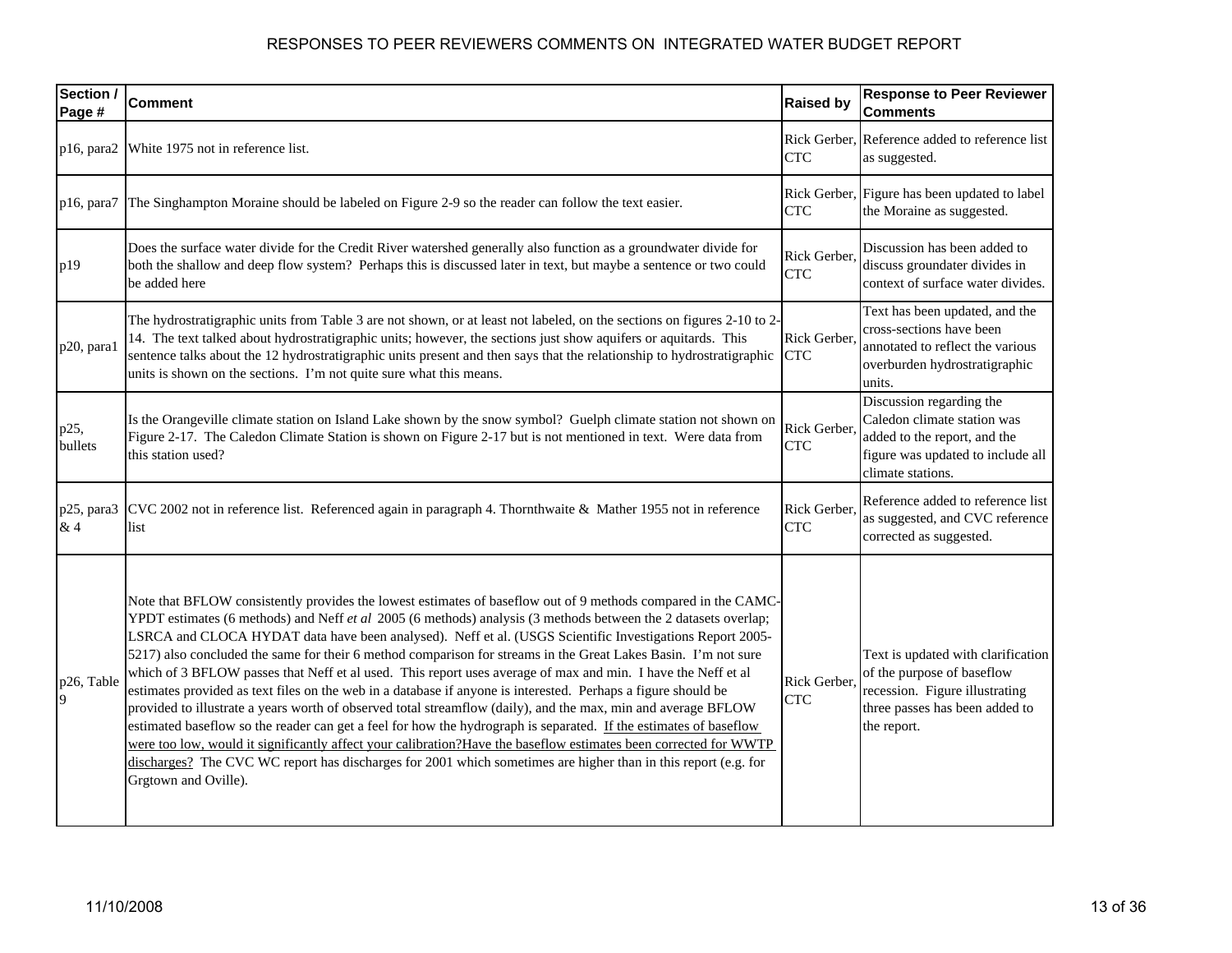# RESPONSES TO PEER REVIEWERS COMMENTS ON INTEGRATED WATER BUDGET REPORT

| Section / Page # | Comment | Raised by | Response to Peer Reviewer Comments |
|---|---|---|---|
| p16, para2 | White 1975 not in reference list. | Rick Gerber, CTC | Reference added to reference list as suggested. |
| p16, para7 | The Singhampton Moraine should be labeled on Figure 2-9 so the reader can follow the text easier. | Rick Gerber, CTC | Figure has been updated to label the Moraine as suggested. |
| p19 | Does the surface water divide for the Credit River watershed generally also function as a groundwater divide for both the shallow and deep flow system? Perhaps this is discussed later in text, but maybe a sentence or two could be added here | Rick Gerber, CTC | Discussion has been added to discuss groundater divides in context of surface water divides. |
| p20, para1 | The hydrostratigraphic units from Table 3 are not shown, or at least not labeled, on the sections on figures 2-10 to 2-14. The text talked about hydrostratigraphic units; however, the sections just show aquifers or aquitards. This sentence talks about the 12 hydrostratigraphic units present and then says that the relationship to hydrostratigraphic units is shown on the sections. I'm not quite sure what this means. | Rick Gerber, CTC | Text has been updated, and the cross-sections have been annotated to reflect the various overburden hydrostratigraphic units. |
| p25, bullets | Is the Orangeville climate station on Island Lake shown by the snow symbol? Guelph climate station not shown on Figure 2-17. The Caledon Climate Station is shown on Figure 2-17 but is not mentioned in text. Were data from this station used? | Rick Gerber, CTC | Discussion regarding the Caledon climate station was added to the report, and the figure was updated to include all climate stations. |
| p25, para3 & 4 | CVC 2002 not in reference list. Referenced again in paragraph 4. Thornthwaite & Mather 1955 not in reference list | Rick Gerber, CTC | Reference added to reference list as suggested, and CVC reference corrected as suggested. |
| p26, Table 9 | Note that BFLOW consistently provides the lowest estimates of baseflow out of 9 methods compared in the CAMC-YPDT estimates (6 methods) and Neff *et al* 2005 (6 methods) analysis (3 methods between the 2 datasets overlap; LSRCA and CLOCA HYDAT data have been analysed). Neff et al. (USGS Scientific Investigations Report 2005-5217) also concluded the same for their 6 method comparison for streams in the Great Lakes Basin. I'm not sure which of 3 BFLOW passes that Neff et al used. This report uses average of max and min. I have the Neff et al estimates provided as text files on the web in a database if anyone is interested. Perhaps a figure should be provided to illustrate a years worth of observed total streamflow (daily), and the max, min and average BFLOW estimated baseflow so the reader can get a feel for how the hydrograph is separated. <u>If the estimates of baseflow were too low, would it significantly affect your calibration?Have the baseflow estimates been corrected for WWTP discharges?</u> The CVC WC report has discharges for 2001 which sometimes are higher than in this report (e.g. for Grgtown and Oville). | Rick Gerber, CTC | Text is updated with clarification of the purpose of baseflow recession. Figure illustrating three passes has been added to the report. |

11/10/2008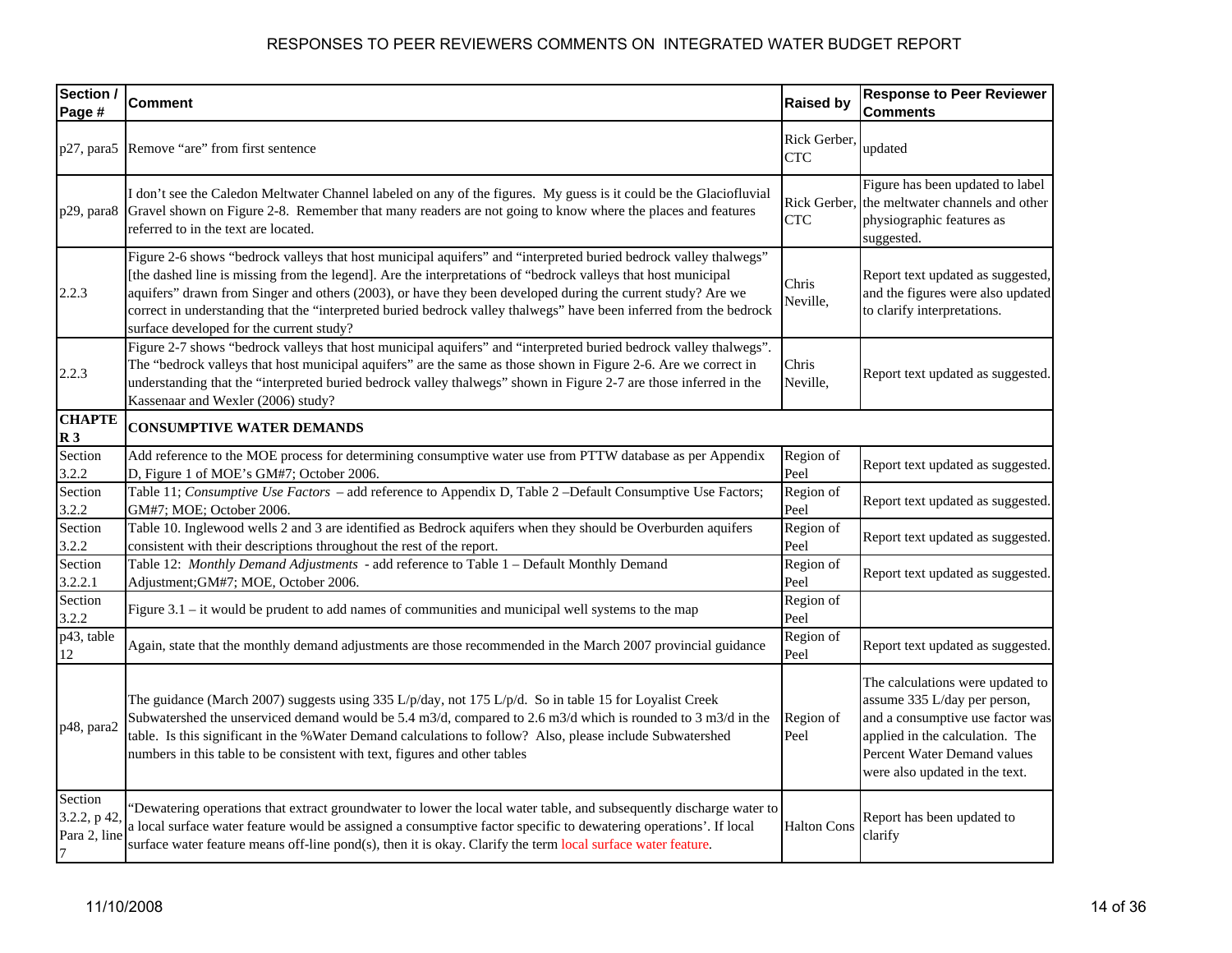| Section / Page # | Comment | Raised by | Response to Peer Reviewer Comments |
|---|---|---|---|
| p27, para5 | Remove "are" from first sentence | Rick Gerber, CTC | updated |
| p29, para8 | I don't see the Caledon Meltwater Channel labeled on any of the figures. My guess is it could be the Glaciofluvial Gravel shown on Figure 2-8. Remember that many readers are not going to know where the places and features referred to in the text are located. | Rick Gerber, CTC | Figure has been updated to label the meltwater channels and other physiographic features as suggested. |
| 2.2.3 | Figure 2-6 shows "bedrock valleys that host municipal aquifers" and "interpreted buried bedrock valley thalwegs" [the dashed line is missing from the legend]. Are the interpretations of "bedrock valleys that host municipal aquifers" drawn from Singer and others (2003), or have they been developed during the current study? Are we correct in understanding that the "interpreted buried bedrock valley thalwegs" have been inferred from the bedrock surface developed for the current study? | Chris Neville, | Report text updated as suggested, and the figures were also updated to clarify interpretations. |
| 2.2.3 | Figure 2-7 shows "bedrock valleys that host municipal aquifers" and "interpreted buried bedrock valley thalwegs". The "bedrock valleys that host municipal aquifers" are the same as those shown in Figure 2-6. Are we correct in understanding that the "interpreted buried bedrock valley thalwegs" shown in Figure 2-7 are those inferred in the Kassenaar and Wexler (2006) study? | Chris Neville, | Report text updated as suggested. |
| **CHAPTER 3** | **CONSUMPTIVE WATER DEMANDS** | | |
| Section 3.2.2 | Add reference to the MOE process for determining consumptive water use from PTTW database as per Appendix D, Figure 1 of MOE's GM#7; October 2006. | Region of Peel | Report text updated as suggested. |
| Section 3.2.2 | Table 11; *Consumptive Use Factors* – add reference to Appendix D, Table 2 –Default Consumptive Use Factors; GM#7; MOE; October 2006. | Region of Peel | Report text updated as suggested. |
| Section 3.2.2 | Table 10. Inglewood wells 2 and 3 are identified as Bedrock aquifers when they should be Overburden aquifers consistent with their descriptions throughout the rest of the report. | Region of Peel | Report text updated as suggested. |
| Section 3.2.2.1 | Table 12: *Monthly Demand Adjustments* - add reference to Table 1 – Default Monthly Demand Adjustment;GM#7; MOE, October 2006. | Region of Peel | Report text updated as suggested. |
| Section 3.2.2 | Figure 3.1 – it would be prudent to add names of communities and municipal well systems to the map | Region of Peel | |
| p43, table 12 | Again, state that the monthly demand adjustments are those recommended in the March 2007 provincial guidance | Region of Peel | Report text updated as suggested. |
| p48, para2 | The guidance (March 2007) suggests using 335 L/p/day, not 175 L/p/d. So in table 15 for Loyalist Creek Subwatershed the unserviced demand would be 5.4 m3/d, compared to 2.6 m3/d which is rounded to 3 m3/d in the table. Is this significant in the %Water Demand calculations to follow? Also, please include Subwatershed numbers in this table to be consistent with text, figures and other tables | Region of Peel | The calculations were updated to assume 335 L/day per person, and a consumptive use factor was applied in the calculation. The Percent Water Demand values were also updated in the text. |
| Section 3.2.2, p 42, Para 2, line 7 | "Dewatering operations that extract groundwater to lower the local water table, and subsequently discharge water to a local surface water feature would be assigned a consumptive factor specific to dewatering operations'. If local surface water feature means off-line pond(s), then it is okay. Clarify the term local surface water feature. | Halton Cons | Report has been updated to clarify |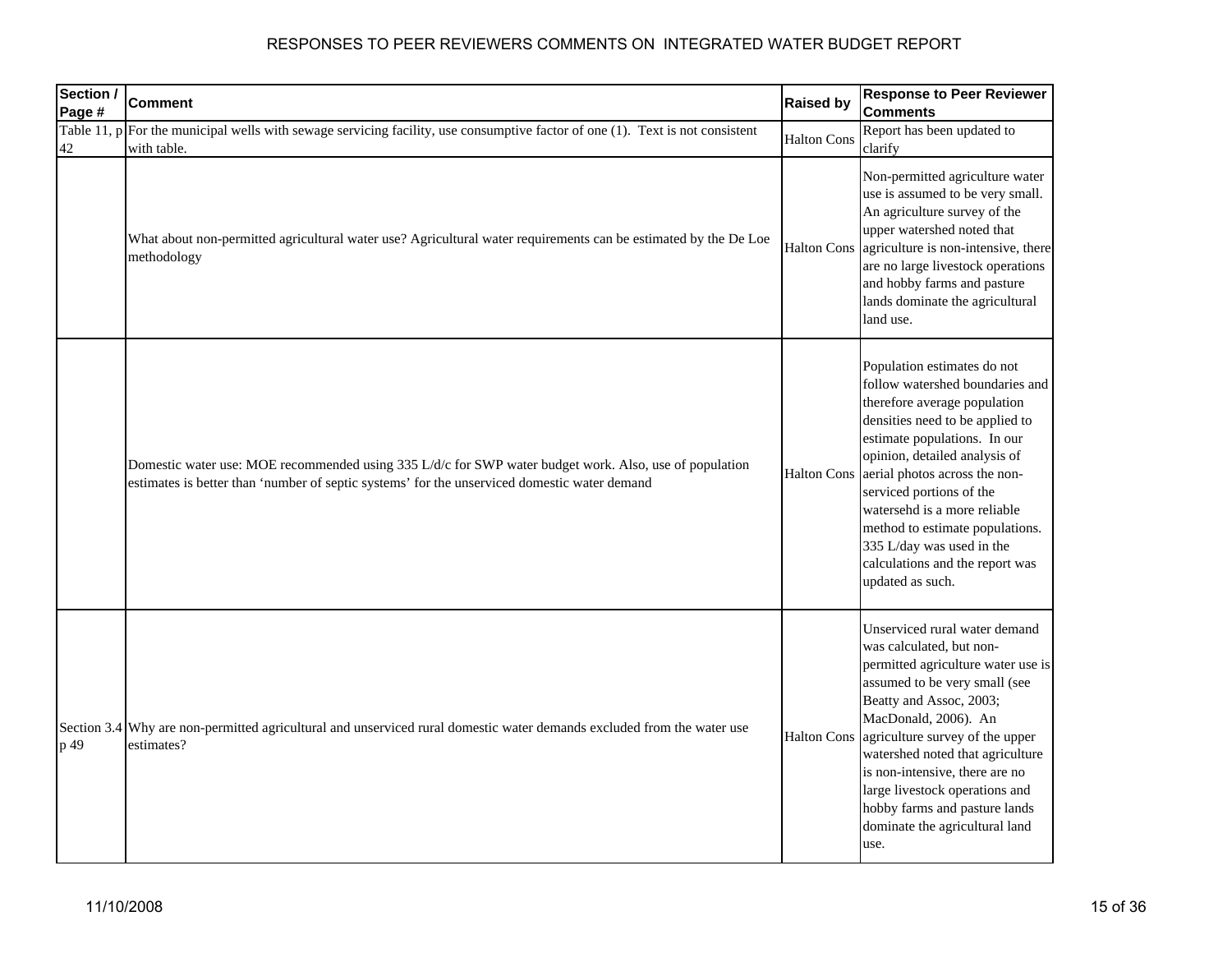# RESPONSES TO PEER REVIEWERS COMMENTS ON INTEGRATED WATER BUDGET REPORT

| Section / Page # | Comment | Raised by | Response to Peer Reviewer Comments |
|---|---|---|---|
| Table 11, p 42 | For the municipal wells with sewage servicing facility, use consumptive factor of one (1). Text is not consistent with table. | Halton Cons | Report has been updated to clarify |
| | What about non-permitted agricultural water use? Agricultural water requirements can be estimated by the De Loe methodology | Halton Cons | Non-permitted agriculture water use is assumed to be very small. An agriculture survey of the upper watershed noted that agriculture is non-intensive, there are no large livestock operations and hobby farms and pasture lands dominate the agricultural land use. |
| | Domestic water use: MOE recommended using 335 L/d/c for SWP water budget work. Also, use of population estimates is better than 'number of septic systems' for the unserviced domestic water demand | Halton Cons | Population estimates do not follow watershed boundaries and therefore average population densities need to be applied to estimate populations. In our opinion, detailed analysis of aerial photos across the non-serviced portions of the watersehd is a more reliable method to estimate populations. 335 L/day was used in the calculations and the report was updated as such. |
| Section 3.4 p 49 | Why are non-permitted agricultural and unserviced rural domestic water demands excluded from the water use estimates? | Halton Cons | Unserviced rural water demand was calculated, but non-permitted agriculture water use is assumed to be very small (see Beatty and Assoc, 2003; MacDonald, 2006). An agriculture survey of the upper watershed noted that agriculture is non-intensive, there are no large livestock operations and hobby farms and pasture lands dominate the agricultural land use. |

11/10/2008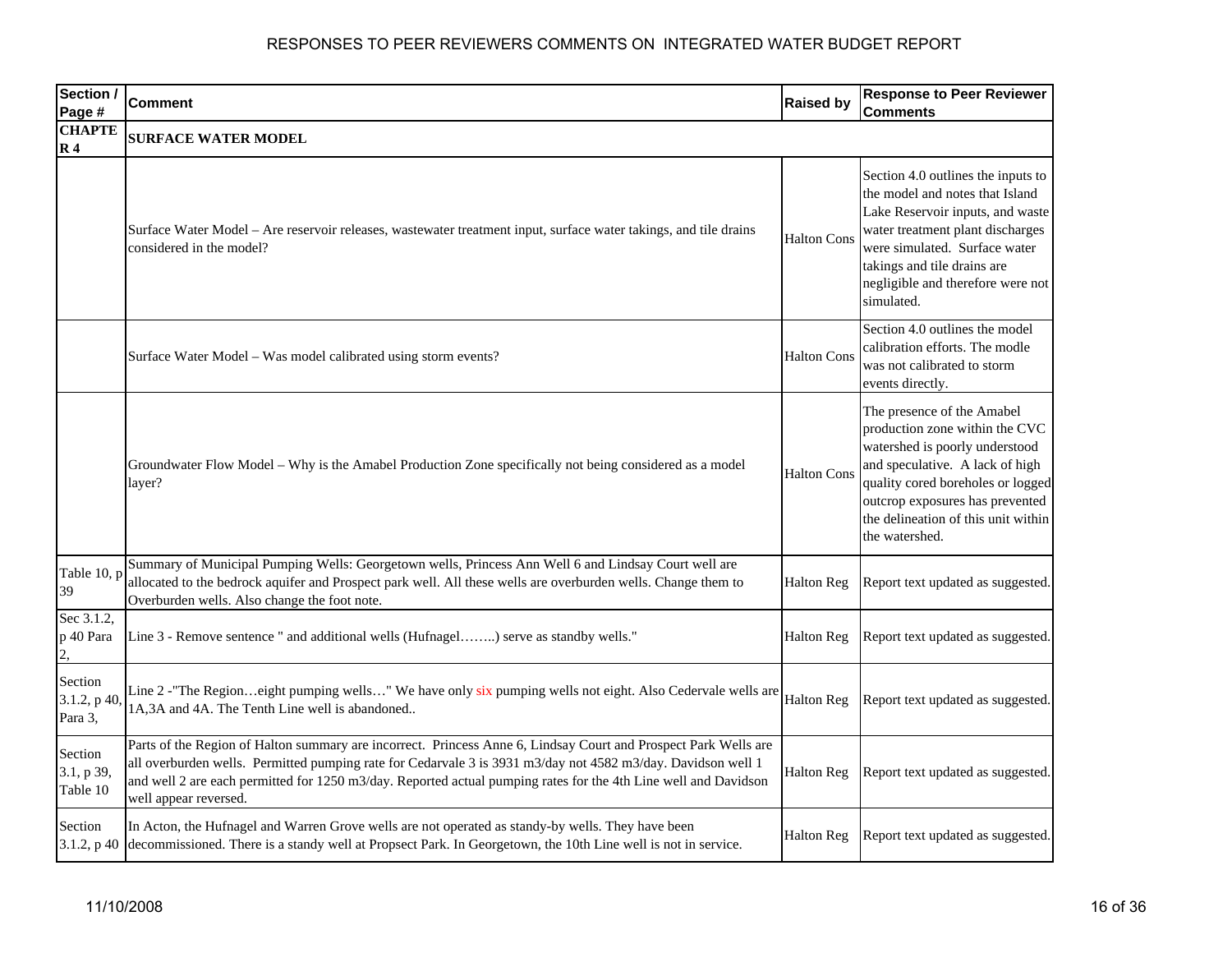# RESPONSES TO PEER REVIEWERS COMMENTS ON INTEGRATED WATER BUDGET REPORT

| Section / Page # | Comment | Raised by | Response to Peer Reviewer Comments |
|---|---|---|---|
| **CHAPTER 4** | **SURFACE WATER MODEL** | | |
| | Surface Water Model – Are reservoir releases, wastewater treatment input, surface water takings, and tile drains considered in the model? | Halton Cons | Section 4.0 outlines the inputs to the model and notes that Island Lake Reservoir inputs, and waste water treatment plant discharges were simulated. Surface water takings and tile drains are negligible and therefore were not simulated. |
| | Surface Water Model – Was model calibrated using storm events? | Halton Cons | Section 4.0 outlines the model calibration efforts. The modle was not calibrated to storm events directly. |
| | Groundwater Flow Model – Why is the Amabel Production Zone specifically not being considered as a model layer? | Halton Cons | The presence of the Amabel production zone within the CVC watershed is poorly understood and speculative. A lack of high quality cored boreholes or logged outcrop exposures has prevented the delineation of this unit within the watershed. |
| Table 10, p 39 | Summary of Municipal Pumping Wells: Georgetown wells, Princess Ann Well 6 and Lindsay Court well are allocated to the bedrock aquifer and Prospect park well. All these wells are overburden wells. Change them to Overburden wells. Also change the foot note. | Halton Reg | Report text updated as suggested. |
| Sec 3.1.2, p 40 Para 2, | Line 3 - Remove sentence " and additional wells (Hufnagel……..) serve as standby wells." | Halton Reg | Report text updated as suggested. |
| Section 3.1.2, p 40, Para 3, | Line 2 -"The Region…eight pumping wells…" We have only six pumping wells not eight. Also Cedervale wells are 1A,3A and 4A. The Tenth Line well is abandoned.. | Halton Reg | Report text updated as suggested. |
| Section 3.1, p 39, Table 10 | Parts of the Region of Halton summary are incorrect. Princess Anne 6, Lindsay Court and Prospect Park Wells are all overburden wells. Permitted pumping rate for Cedarvale 3 is 3931 m3/day not 4582 m3/day. Davidson well 1 and well 2 are each permitted for 1250 m3/day. Reported actual pumping rates for the 4th Line well and Davidson well appear reversed. | Halton Reg | Report text updated as suggested. |
| Section 3.1.2, p 40 | In Acton, the Hufnagel and Warren Grove wells are not operated as standy-by wells. They have been decommissioned. There is a standy well at Propsect Park. In Georgetown, the 10th Line well is not in service. | Halton Reg | Report text updated as suggested. |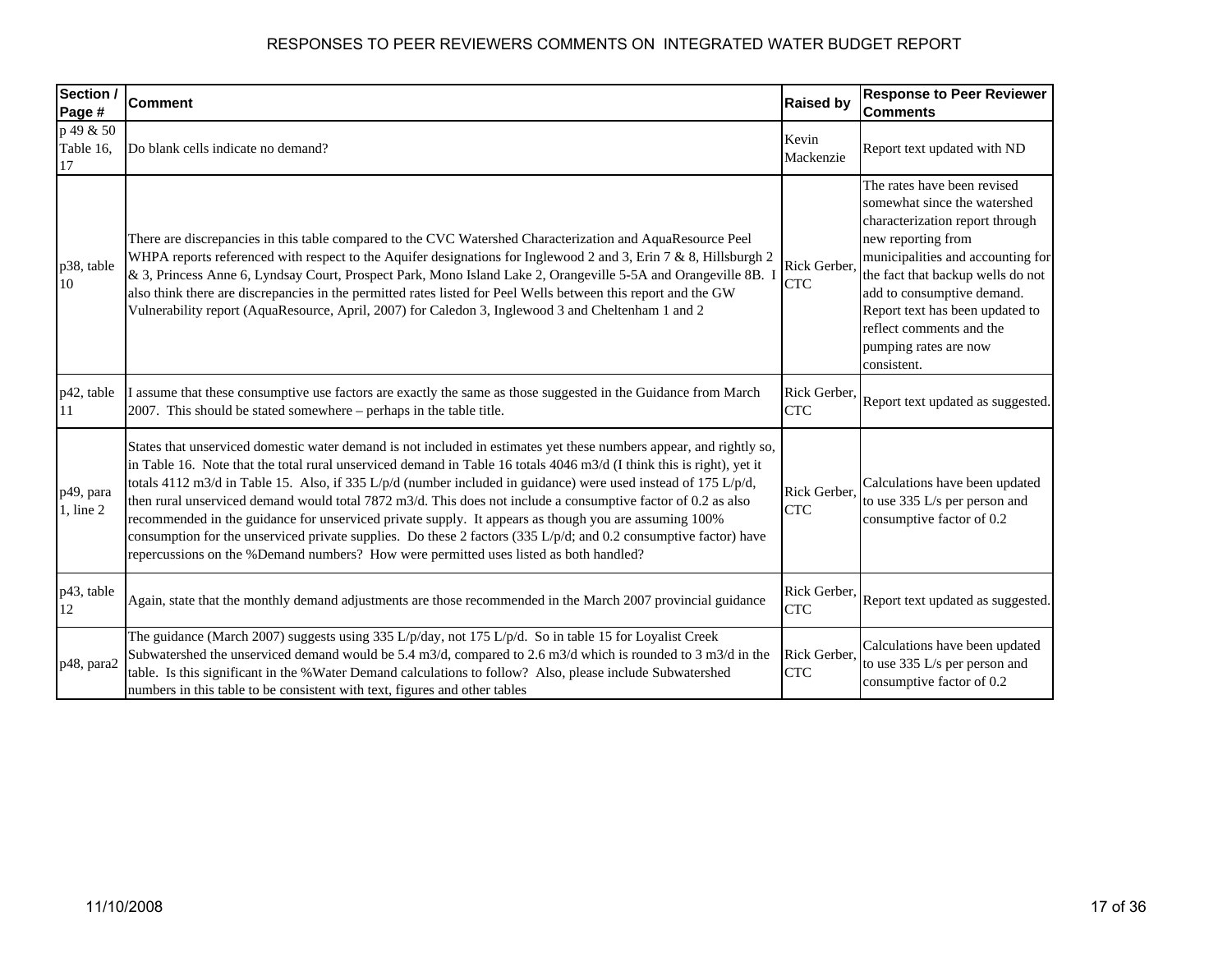# RESPONSES TO PEER REVIEWERS COMMENTS ON INTEGRATED WATER BUDGET REPORT

| Section / Page # | Comment | Raised by | Response to Peer Reviewer Comments |
|---|---|---|---|
| p 49 & 50 Table 16, 17 | Do blank cells indicate no demand? | Kevin Mackenzie | Report text updated with ND |
| p38, table 10 | There are discrepancies in this table compared to the CVC Watershed Characterization and AquaResource Peel WHPA reports referenced with respect to the Aquifer designations for Inglewood 2 and 3, Erin 7 & 8, Hillsburgh 2 & 3, Princess Anne 6, Lyndsay Court, Prospect Park, Mono Island Lake 2, Orangeville 5-5A and Orangeville 8B. I also think there are discrepancies in the permitted rates listed for Peel Wells between this report and the GW Vulnerability report (AquaResource, April, 2007) for Caledon 3, Inglewood 3 and Cheltenham 1 and 2 | Rick Gerber, CTC | The rates have been revised somewhat since the watershed characterization report through new reporting from municipalities and accounting for the fact that backup wells do not add to consumptive demand. Report text has been updated to reflect comments and the pumping rates are now consistent. |
| p42, table 11 | I assume that these consumptive use factors are exactly the same as those suggested in the Guidance from March 2007. This should be stated somewhere – perhaps in the table title. | Rick Gerber, CTC | Report text updated as suggested. |
| p49, para 1, line 2 | States that unserviced domestic water demand is not included in estimates yet these numbers appear, and rightly so, in Table 16. Note that the total rural unserviced demand in Table 16 totals 4046 m3/d (I think this is right), yet it totals 4112 m3/d in Table 15. Also, if 335 L/p/d (number included in guidance) were used instead of 175 L/p/d, then rural unserviced demand would total 7872 m3/d. This does not include a consumptive factor of 0.2 as also recommended in the guidance for unserviced private supply. It appears as though you are assuming 100% consumption for the unserviced private supplies. Do these 2 factors (335 L/p/d; and 0.2 consumptive factor) have repercussions on the %Demand numbers? How were permitted uses listed as both handled? | Rick Gerber, CTC | Calculations have been updated to use 335 L/s per person and consumptive factor of 0.2 |
| p43, table 12 | Again, state that the monthly demand adjustments are those recommended in the March 2007 provincial guidance | Rick Gerber, CTC | Report text updated as suggested. |
| p48, para2 | The guidance (March 2007) suggests using 335 L/p/day, not 175 L/p/d. So in table 15 for Loyalist Creek Subwatershed the unserviced demand would be 5.4 m3/d, compared to 2.6 m3/d which is rounded to 3 m3/d in the table. Is this significant in the %Water Demand calculations to follow? Also, please include Subwatershed numbers in this table to be consistent with text, figures and other tables | Rick Gerber, CTC | Calculations have been updated to use 335 L/s per person and consumptive factor of 0.2 |

11/10/2008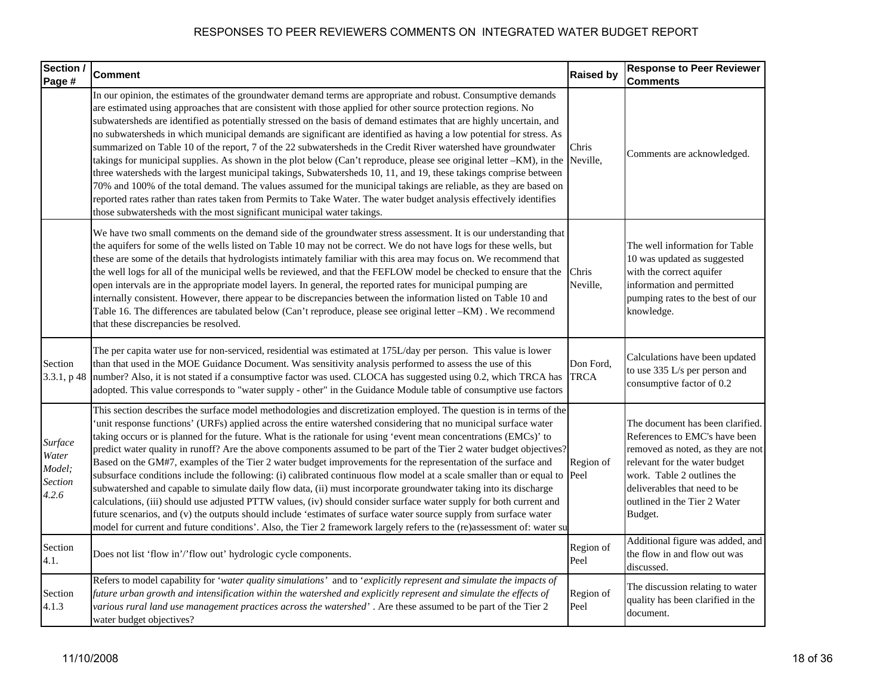# RESPONSES TO PEER REVIEWERS COMMENTS ON INTEGRATED WATER BUDGET REPORT

| Section / Page # | Comment | Raised by | Response to Peer Reviewer Comments |
|---|---|---|---|
| | In our opinion, the estimates of the groundwater demand terms are appropriate and robust. Consumptive demands are estimated using approaches that are consistent with those applied for other source protection regions. No subwatersheds are identified as potentially stressed on the basis of demand estimates that are highly uncertain, and no subwatersheds in which municipal demands are significant are identified as having a low potential for stress. As summarized on Table 10 of the report, 7 of the 22 subwatersheds in the Credit River watershed have groundwater takings for municipal supplies. As shown in the plot below (Can't reproduce, please see original letter –KM), in the three watersheds with the largest municipal takings, Subwatersheds 10, 11, and 19, these takings comprise between 70% and 100% of the total demand. The values assumed for the municipal takings are reliable, as they are based on reported rates rather than rates taken from Permits to Take Water. The water budget analysis effectively identifies those subwatersheds with the most significant municipal water takings. | Chris Neville, | Comments are acknowledged. |
| | We have two small comments on the demand side of the groundwater stress assessment. It is our understanding that the aquifers for some of the wells listed on Table 10 may not be correct. We do not have logs for these wells, but these are some of the details that hydrologists intimately familiar with this area may focus on. We recommend that the well logs for all of the municipal wells be reviewed, and that the FEFLOW model be checked to ensure that the open intervals are in the appropriate model layers. In general, the reported rates for municipal pumping are internally consistent. However, there appear to be discrepancies between the information listed on Table 10 and Table 16. The differences are tabulated below (Can't reproduce, please see original letter –KM) . We recommend that these discrepancies be resolved. | Chris Neville, | The well information for Table 10 was updated as suggested with the correct aquifer information and permitted pumping rates to the best of our knowledge. |
| Section 3.3.1, p 48 | The per capita water use for non-serviced, residential was estimated at 175L/day per person. This value is lower than that used in the MOE Guidance Document. Was sensitivity analysis performed to assess the use of this number? Also, it is not stated if a consumptive factor was used. CLOCA has suggested using 0.2, which TRCA has adopted. This value corresponds to "water supply - other" in the Guidance Module table of consumptive use factors | Don Ford, TRCA | Calculations have been updated to use 335 L/s per person and consumptive factor of 0.2 |
| *Surface Water Model; Section 4.2.6* | This section describes the surface model methodologies and discretization employed. The question is in terms of the 'unit response functions' (URFs) applied across the entire watershed considering that no municipal surface water taking occurs or is planned for the future. What is the rationale for using 'event mean concentrations (EMCs)' to predict water quality in runoff? Are the above components assumed to be part of the Tier 2 water budget objectives? Based on the GM#7, examples of the Tier 2 water budget improvements for the representation of the surface and subsurface conditions include the following: (i) calibrated continuous flow model at a scale smaller than or equal to subwatershed and capable to simulate daily flow data, (ii) must incorporate groundwater taking into its discharge calculations, (iii) should use adjusted PTTW values, (iv) should consider surface water supply for both current and future scenarios, and (v) the outputs should include 'estimates of surface water source supply from surface water model for current and future conditions'. Also, the Tier 2 framework largely refers to the (re)assessment of: water su | Region of Peel | The document has been clarified. References to EMC's have been removed as noted, as they are not relevant for the water budget work. Table 2 outlines the deliverables that need to be outlined in the Tier 2 Water Budget. |
| Section 4.1. | Does not list 'flow in'/'flow out' hydrologic cycle components. | Region of Peel | Additional figure was added, and the flow in and flow out was discussed. |
| Section 4.1.3 | Refers to model capability for '*water quality simulations*' and to '*explicitly represent and simulate the impacts of future urban growth and intensification within the watershed and explicitly represent and simulate the effects of various rural land use management practices across the watershed*' . Are these assumed to be part of the Tier 2 water budget objectives? | Region of Peel | The discussion relating to water quality has been clarified in the document. |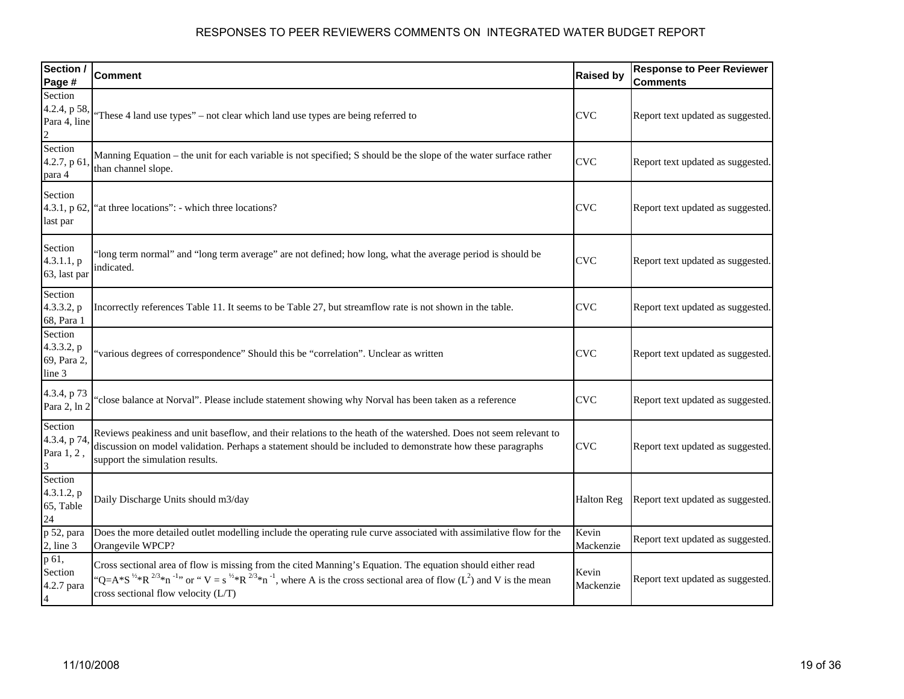# RESPONSES TO PEER REVIEWERS COMMENTS ON INTEGRATED WATER BUDGET REPORT

| Section / Page # | Comment | Raised by | Response to Peer Reviewer Comments |
|---|---|---|---|
| Section 4.2.4, p 58, Para 4, line 2 | "These 4 land use types" – not clear which land use types are being referred to | CVC | Report text updated as suggested. |
| Section 4.2.7, p 61, para 4 | Manning Equation – the unit for each variable is not specified; S should be the slope of the water surface rather than channel slope. | CVC | Report text updated as suggested. |
| Section 4.3.1, p 62, last par | "at three locations": - which three locations? | CVC | Report text updated as suggested. |
| Section 4.3.1.1, p 63, last par | "long term normal" and "long term average" are not defined; how long, what the average period is should be indicated. | CVC | Report text updated as suggested. |
| Section 4.3.3.2, p 68, Para 1 | Incorrectly references Table 11. It seems to be Table 27, but streamflow rate is not shown in the table. | CVC | Report text updated as suggested. |
| Section 4.3.3.2, p 69, Para 2, line 3 | "various degrees of correspondence" Should this be "correlation". Unclear as written | CVC | Report text updated as suggested. |
| 4.3.4, p 73 Para 2, ln 2 | "close balance at Norval". Please include statement showing why Norval has been taken as a reference | CVC | Report text updated as suggested. |
| Section 4.3.4, p 74, Para 1, 2 , 3 | Reviews peakiness and unit baseflow, and their relations to the heath of the watershed. Does not seem relevant to discussion on model validation. Perhaps a statement should be included to demonstrate how these paragraphs support the simulation results. | CVC | Report text updated as suggested. |
| Section 4.3.1.2, p 65, Table 24 | Daily Discharge Units should m3/day | Halton Reg | Report text updated as suggested. |
| p 52, para 2, line 3 | Does the more detailed outlet modelling include the operating rule curve associated with assimilative flow for the Orangevile WPCP? | Kevin Mackenzie | Report text updated as suggested. |
| p 61, Section 4.2.7 para 4 | Cross sectional area of flow is missing from the cited Manning's Equation. The equation should either read "$Q=A*S^{½}*R^{2/3}*n^{-1}$" or "$V = s^{½}*R^{2/3}*n^{-1}$, where A is the cross sectional area of flow ($L^2$) and V is the mean cross sectional flow velocity (L/T) | Kevin Mackenzie | Report text updated as suggested. |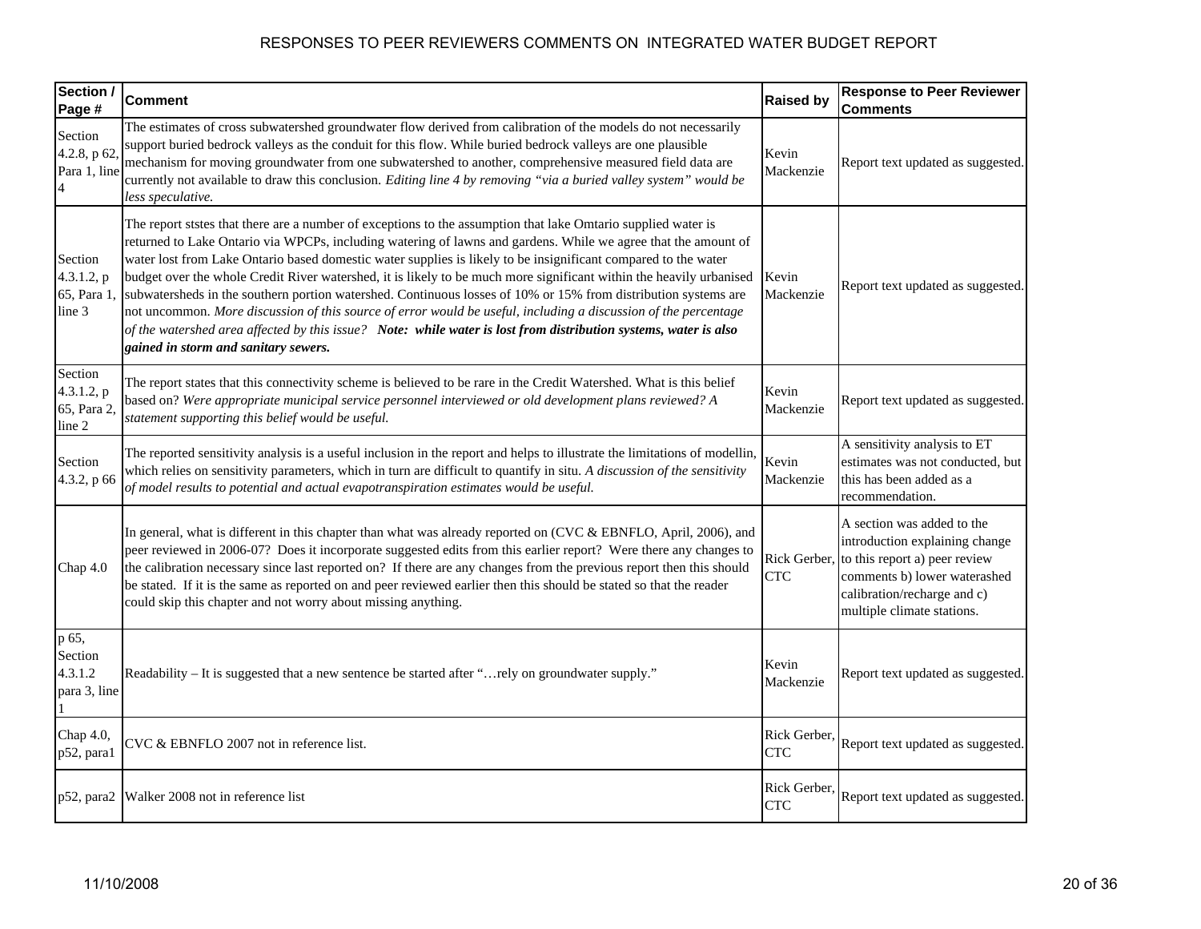# RESPONSES TO PEER REVIEWERS COMMENTS ON INTEGRATED WATER BUDGET REPORT

| Section / Page # | Comment | Raised by | Response to Peer Reviewer Comments |
|---|---|---|---|
| Section 4.2.8, p 62, Para 1, line 4 | The estimates of cross subwatershed groundwater flow derived from calibration of the models do not necessarily support buried bedrock valleys as the conduit for this flow. While buried bedrock valleys are one plausible mechanism for moving groundwater from one subwatershed to another, comprehensive measured field data are currently not available to draw this conclusion. *Editing line 4 by removing "via a buried valley system" would be less speculative.* | Kevin Mackenzie | Report text updated as suggested. |
| Section 4.3.1.2, p 65, Para 1, line 3 | The report ststes that there are a number of exceptions to the assumption that lake Omtario supplied water is returned to Lake Ontario via WPCPs, including watering of lawns and gardens. While we agree that the amount of water lost from Lake Ontario based domestic water supplies is likely to be insignificant compared to the water budget over the whole Credit River watershed, it is likely to be much more significant within the heavily urbanised subwatersheds in the southern portion watershed. Continuous losses of 10% or 15% from distribution systems are not uncommon. *More discussion of this source of error would be useful, including a discussion of the percentage of the watershed area affected by this issue?* ***Note: while water is lost from distribution systems, water is also gained in storm and sanitary sewers.*** | Kevin Mackenzie | Report text updated as suggested. |
| Section 4.3.1.2, p 65, Para 2, line 2 | The report states that this connectivity scheme is believed to be rare in the Credit Watershed. What is this belief based on? *Were appropriate municipal service personnel interviewed or old development plans reviewed? A statement supporting this belief would be useful.* | Kevin Mackenzie | Report text updated as suggested. |
| Section 4.3.2, p 66 | The reported sensitivity analysis is a useful inclusion in the report and helps to illustrate the limitations of modellin, which relies on sensitivity parameters, which in turn are difficult to quantify in situ. *A discussion of the sensitivity of model results to potential and actual evapotranspiration estimates would be useful.* | Kevin Mackenzie | A sensitivity analysis to ET estimates was not conducted, but this has been added as a recommendation. |
| Chap 4.0 | In general, what is different in this chapter than what was already reported on (CVC & EBNFLO, April, 2006), and peer reviewed in 2006-07? Does it incorporate suggested edits from this earlier report? Were there any changes to the calibration necessary since last reported on? If there are any changes from the previous report then this should be stated. If it is the same as reported on and peer reviewed earlier then this should be stated so that the reader could skip this chapter and not worry about missing anything. | Rick Gerber, CTC | A section was added to the introduction explaining change to this report a) peer review comments b) lower watershed calibration/recharge and c) multiple climate stations. |
| p 65, Section 4.3.1.2 para 3, line 1 | Readability – It is suggested that a new sentence be started after "…rely on groundwater supply." | Kevin Mackenzie | Report text updated as suggested. |
| Chap 4.0, p52, para1 | CVC & EBNFLO 2007 not in reference list. | Rick Gerber, CTC | Report text updated as suggested. |
| p52, para2 | Walker 2008 not in reference list | Rick Gerber, CTC | Report text updated as suggested. |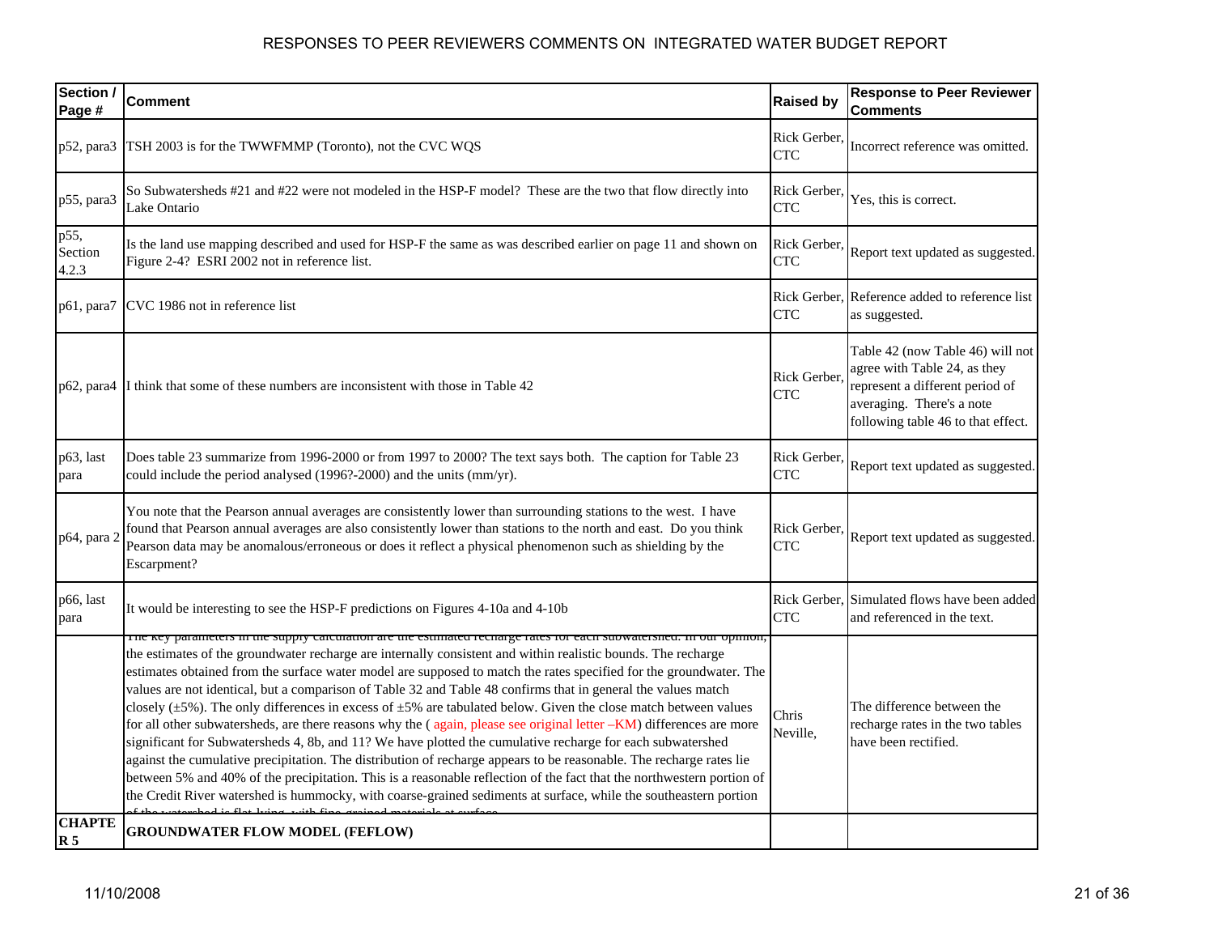RESPONSES TO PEER REVIEWERS COMMENTS ON INTEGRATED WATER BUDGET REPORT

| Section / Page # | Comment | Raised by | Response to Peer Reviewer Comments |
|---|---|---|---|
| p52, para3 | TSH 2003 is for the TWWFMMP (Toronto), not the CVC WQS | Rick Gerber, CTC | Incorrect reference was omitted. |
| p55, para3 | So Subwatersheds #21 and #22 were not modeled in the HSP-F model? These are the two that flow directly into Lake Ontario | Rick Gerber, CTC | Yes, this is correct. |
| p55, Section 4.2.3 | Is the land use mapping described and used for HSP-F the same as was described earlier on page 11 and shown on Figure 2-4? ESRI 2002 not in reference list. | Rick Gerber, CTC | Report text updated as suggested. |
| p61, para7 | CVC 1986 not in reference list | Rick Gerber, CTC | Reference added to reference list as suggested. |
| p62, para4 | I think that some of these numbers are inconsistent with those in Table 42 | Rick Gerber, CTC | Table 42 (now Table 46) will not agree with Table 24, as they represent a different period of averaging. There's a note following table 46 to that effect. |
| p63, last para | Does table 23 summarize from 1996-2000 or from 1997 to 2000? The text says both. The caption for Table 23 could include the period analysed (1996?-2000) and the units (mm/yr). | Rick Gerber, CTC | Report text updated as suggested. |
| p64, para 2 | You note that the Pearson annual averages are consistently lower than surrounding stations to the west. I have found that Pearson annual averages are also consistently lower than stations to the north and east. Do you think Pearson data may be anomalous/erroneous or does it reflect a physical phenomenon such as shielding by the Escarpment? | Rick Gerber, CTC | Report text updated as suggested. |
| p66, last para | It would be interesting to see the HSP-F predictions on Figures 4-10a and 4-10b | Rick Gerber, CTC | Simulated flows have been added and referenced in the text. |
| | The key parameters in the supply calculation are the estimated recharge rates for each subwatershed. In our opinion, the estimates of the groundwater recharge are internally consistent and within realistic bounds. The recharge estimates obtained from the surface water model are supposed to match the rates specified for the groundwater. The values are not identical, but a comparison of Table 32 and Table 48 confirms that in general the values match closely (±5%). The only differences in excess of ±5% are tabulated below. Given the close match between values for all other subwatersheds, are there reasons why the ( again, please see original letter –KM) differences are more significant for Subwatersheds 4, 8b, and 11? We have plotted the cumulative recharge for each subwatershed against the cumulative precipitation. The distribution of recharge appears to be reasonable. The recharge rates lie between 5% and 40% of the precipitation. This is a reasonable reflection of the fact that the northwestern portion of the Credit River watershed is hummocky, with coarse-grained sediments at surface, while the southeastern portion of the watershed is flat-lying, with fine-grained materials at surface. | Chris Neville, | The difference between the recharge rates in the two tables have been rectified. |
| **CHAPTER 5** | **GROUNDWATER FLOW MODEL (FEFLOW)** | | |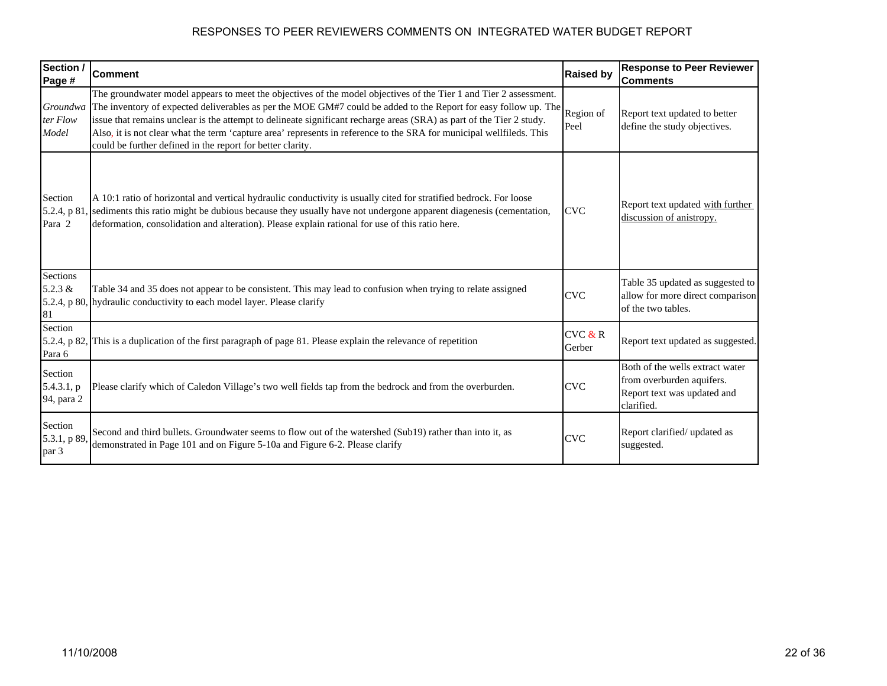# RESPONSES TO PEER REVIEWERS COMMENTS ON INTEGRATED WATER BUDGET REPORT

| Section / Page # | Comment | Raised by | Response to Peer Reviewer Comments |
|---|---|---|---|
| *Groundwater Flow Model* | The groundwater model appears to meet the objectives of the model objectives of the Tier 1 and Tier 2 assessment. The inventory of expected deliverables as per the MOE GM#7 could be added to the Report for easy follow up. The issue that remains unclear is the attempt to delineate significant recharge areas (SRA) as part of the Tier 2 study. Also, it is not clear what the term 'capture area' represents in reference to the SRA for municipal wellfileds. This could be further defined in the report for better clarity. | Region of Peel | Report text updated to better define the study objectives. |
| Section 5.2.4, p 81, Para 2 | A 10:1 ratio of horizontal and vertical hydraulic conductivity is usually cited for stratified bedrock. For loose sediments this ratio might be dubious because they usually have not undergone apparent diagenesis (cementation, deformation, consolidation and alteration). Please explain rational for use of this ratio here. | CVC | Report text updated with further discussion of anistropy. |
| Sections 5.2.3 & 5.2.4, p 80, 81 | Table 34 and 35 does not appear to be consistent. This may lead to confusion when trying to relate assigned hydraulic conductivity to each model layer. Please clarify | CVC | Table 35 updated as suggested to allow for more direct comparison of the two tables. |
| Section 5.2.4, p 82, Para 6 | This is a duplication of the first paragraph of page 81. Please explain the relevance of repetition | CVC & R Gerber | Report text updated as suggested. |
| Section 5.4.3.1, p 94, para 2 | Please clarify which of Caledon Village's two well fields tap from the bedrock and from the overburden. | CVC | Both of the wells extract water from overburden aquifers. Report text was updated and clarified. |
| Section 5.3.1, p 89, par 3 | Second and third bullets. Groundwater seems to flow out of the watershed (Sub19) rather than into it, as demonstrated in Page 101 and on Figure 5-10a and Figure 6-2. Please clarify | CVC | Report clarified/ updated as suggested. |

11/10/2008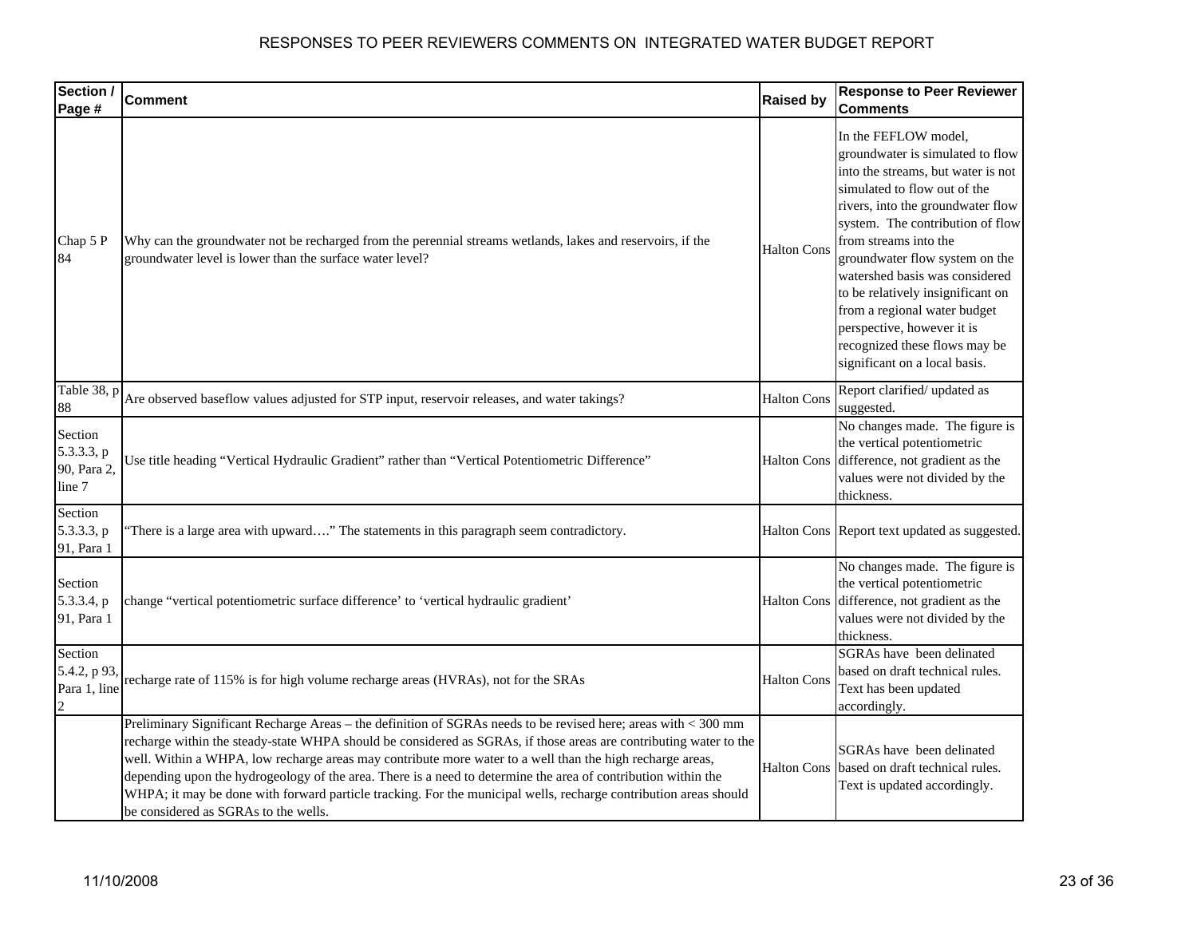# RESPONSES TO PEER REVIEWERS COMMENTS ON INTEGRATED WATER BUDGET REPORT

| Section / Page # | Comment | Raised by | Response to Peer Reviewer Comments |
|---|---|---|---|
| Chap 5 P 84 | Why can the groundwater not be recharged from the perennial streams wetlands, lakes and reservoirs, if the groundwater level is lower than the surface water level? | Halton Cons | In the FEFLOW model, groundwater is simulated to flow into the streams, but water is not simulated to flow out of the rivers, into the groundwater flow system. The contribution of flow from streams into the groundwater flow system on the watershed basis was considered to be relatively insignificant on from a regional water budget perspective, however it is recognized these flows may be significant on a local basis. |
| Table 38, p 88 | Are observed baseflow values adjusted for STP input, reservoir releases, and water takings? | Halton Cons | Report clarified/ updated as suggested. |
| Section 5.3.3.3, p 90, Para 2, line 7 | Use title heading “Vertical Hydraulic Gradient” rather than “Vertical Potentiometric Difference” | Halton Cons | No changes made. The figure is the vertical potentiometric difference, not gradient as the values were not divided by the thickness. |
| Section 5.3.3.3, p 91, Para 1 | “There is a large area with upward….” The statements in this paragraph seem contradictory. | Halton Cons | Report text updated as suggested. |
| Section 5.3.3.4, p 91, Para 1 | change “vertical potentiometric surface difference’ to ‘vertical hydraulic gradient’ | Halton Cons | No changes made. The figure is the vertical potentiometric difference, not gradient as the values were not divided by the thickness. |
| Section 5.4.2, p 93, Para 1, line 2 | recharge rate of 115% is for high volume recharge areas (HVRAs), not for the SRAs | Halton Cons | SGRAs have been delinated based on draft technical rules. Text has been updated accordingly. |
| | Preliminary Significant Recharge Areas – the definition of SGRAs needs to be revised here; areas with < 300 mm recharge within the steady-state WHPA should be considered as SGRAs, if those areas are contributing water to the well. Within a WHPA, low recharge areas may contribute more water to a well than the high recharge areas, depending upon the hydrogeology of the area. There is a need to determine the area of contribution within the WHPA; it may be done with forward particle tracking. For the municipal wells, recharge contribution areas should be considered as SGRAs to the wells. | Halton Cons | SGRAs have been delinated based on draft technical rules. Text is updated accordingly. |

11/10/2008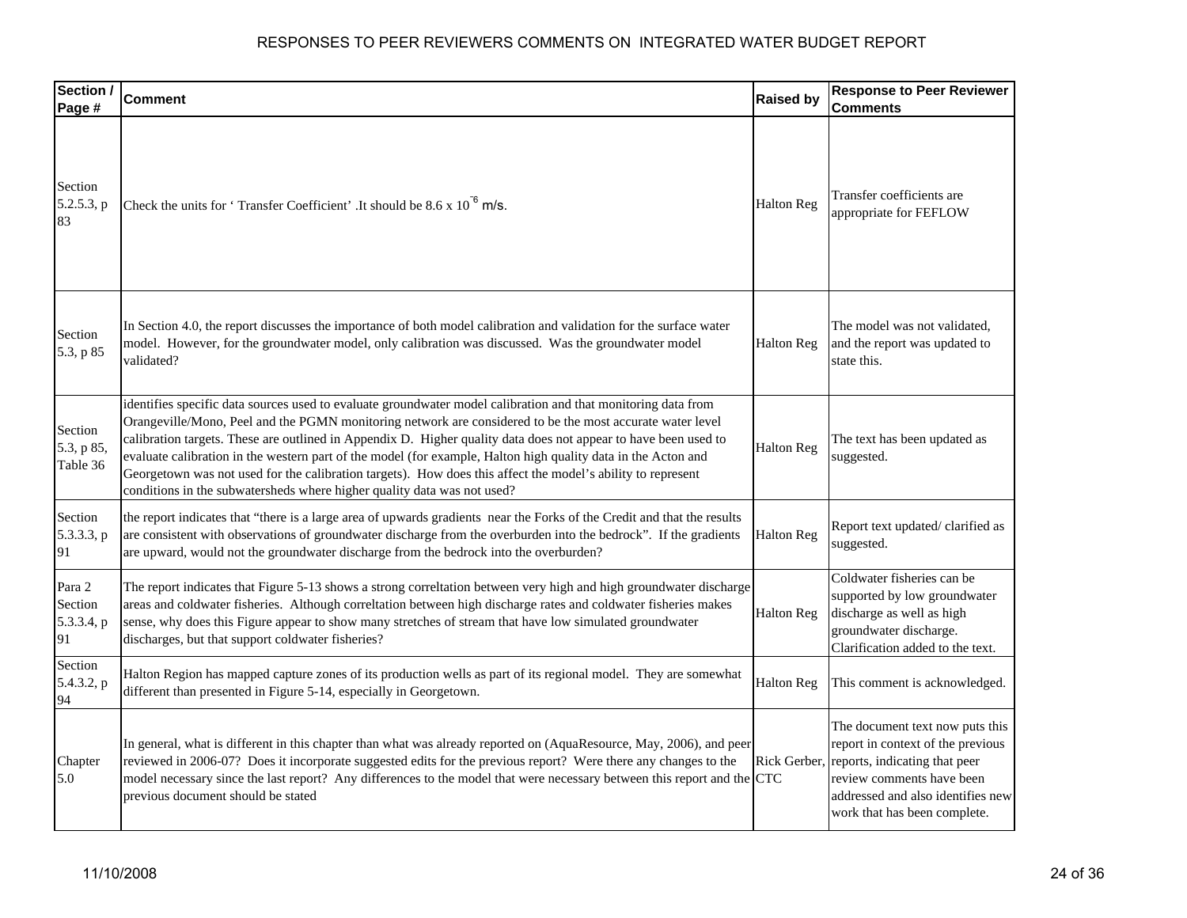# RESPONSES TO PEER REVIEWERS COMMENTS ON INTEGRATED WATER BUDGET REPORT

| Section / Page # | Comment | Raised by | Response to Peer Reviewer Comments |
|---|---|---|---|
| Section 5.2.5.3, p 83 | Check the units for ' Transfer Coefficient' .It should be 8.6 x $10^{-6}$ m/s. | Halton Reg | Transfer coefficients are appropriate for FEFLOW |
| Section 5.3, p 85 | In Section 4.0, the report discusses the importance of both model calibration and validation for the surface water model. However, for the groundwater model, only calibration was discussed. Was the groundwater model validated? | Halton Reg | The model was not validated, and the report was updated to state this. |
| Section 5.3, p 85, Table 36 | identifies specific data sources used to evaluate groundwater model calibration and that monitoring data from Orangeville/Mono, Peel and the PGMN monitoring network are considered to be the most accurate water level calibration targets. These are outlined in Appendix D. Higher quality data does not appear to have been used to evaluate calibration in the western part of the model (for example, Halton high quality data in the Acton and Georgetown was not used for the calibration targets). How does this affect the model's ability to represent conditions in the subwatersheds where higher quality data was not used? | Halton Reg | The text has been updated as suggested. |
| Section 5.3.3.3, p 91 | the report indicates that "there is a large area of upwards gradients near the Forks of the Credit and that the results are consistent with observations of groundwater discharge from the overburden into the bedrock". If the gradients are upward, would not the groundwater discharge from the bedrock into the overburden? | Halton Reg | Report text updated/ clarified as suggested. |
| Para 2 Section 5.3.3.4, p 91 | The report indicates that Figure 5-13 shows a strong correltation between very high and high groundwater discharge areas and coldwater fisheries. Although correltation between high discharge rates and coldwater fisheries makes sense, why does this Figure appear to show many stretches of stream that have low simulated groundwater discharges, but that support coldwater fisheries? | Halton Reg | Coldwater fisheries can be supported by low groundwater discharge as well as high groundwater discharge. Clarification added to the text. |
| Section 5.4.3.2, p 94 | Halton Region has mapped capture zones of its production wells as part of its regional model. They are somewhat different than presented in Figure 5-14, especially in Georgetown. | Halton Reg | This comment is acknowledged. |
| Chapter 5.0 | In general, what is different in this chapter than what was already reported on (AquaResource, May, 2006), and peer reviewed in 2006-07? Does it incorporate suggested edits for the previous report? Were there any changes to the model necessary since the last report? Any differences to the model that were necessary between this report and the previous document should be stated | Rick Gerber, CTC | The document text now puts this report in context of the previous reports, indicating that peer review comments have been addressed and also identifies new work that has been complete. |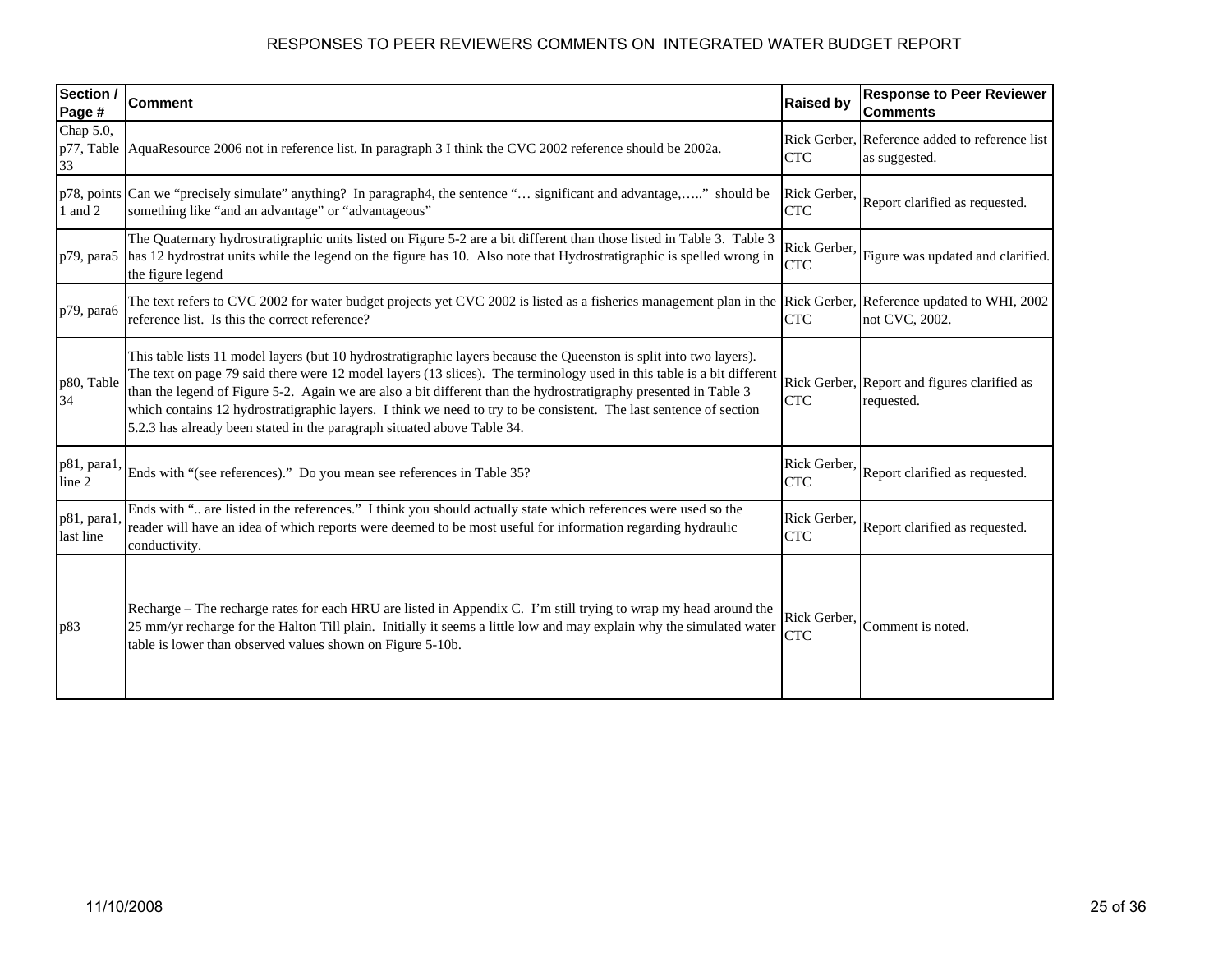# RESPONSES TO PEER REVIEWERS COMMENTS ON INTEGRATED WATER BUDGET REPORT

| Section / Page # | Comment | Raised by | Response to Peer Reviewer Comments |
|---|---|---|---|
| Chap 5.0, p77, Table 33 | AquaResource 2006 not in reference list. In paragraph 3 I think the CVC 2002 reference should be 2002a. | Rick Gerber, CTC | Reference added to reference list as suggested. |
| p78, points 1 and 2 | Can we "precisely simulate" anything? In paragraph4, the sentence "… significant and advantage,….." should be something like "and an advantage" or "advantageous" | Rick Gerber, CTC | Report clarified as requested. |
| p79, para5 | The Quaternary hydrostratigraphic units listed on Figure 5-2 are a bit different than those listed in Table 3. Table 3 has 12 hydrostrat units while the legend on the figure has 10. Also note that Hydrostratigraphic is spelled wrong in the figure legend | Rick Gerber, CTC | Figure was updated and clarified. |
| p79, para6 | The text refers to CVC 2002 for water budget projects yet CVC 2002 is listed as a fisheries management plan in the reference list. Is this the correct reference? | Rick Gerber, CTC | Reference updated to WHI, 2002 not CVC, 2002. |
| p80, Table 34 | This table lists 11 model layers (but 10 hydrostratigraphic layers because the Queenston is split into two layers). The text on page 79 said there were 12 model layers (13 slices). The terminology used in this table is a bit different than the legend of Figure 5-2. Again we are also a bit different than the hydrostratigraphy presented in Table 3 which contains 12 hydrostratigraphic layers. I think we need to try to be consistent. The last sentence of section 5.2.3 has already been stated in the paragraph situated above Table 34. | Rick Gerber, CTC | Report and figures clarified as requested. |
| p81, para1, line 2 | Ends with "(see references)." Do you mean see references in Table 35? | Rick Gerber, CTC | Report clarified as requested. |
| p81, para1, last line | Ends with ".. are listed in the references." I think you should actually state which references were used so the reader will have an idea of which reports were deemed to be most useful for information regarding hydraulic conductivity. | Rick Gerber, CTC | Report clarified as requested. |
| p83 | Recharge – The recharge rates for each HRU are listed in Appendix C. I'm still trying to wrap my head around the 25 mm/yr recharge for the Halton Till plain. Initially it seems a little low and may explain why the simulated water table is lower than observed values shown on Figure 5-10b. | Rick Gerber, CTC | Comment is noted. |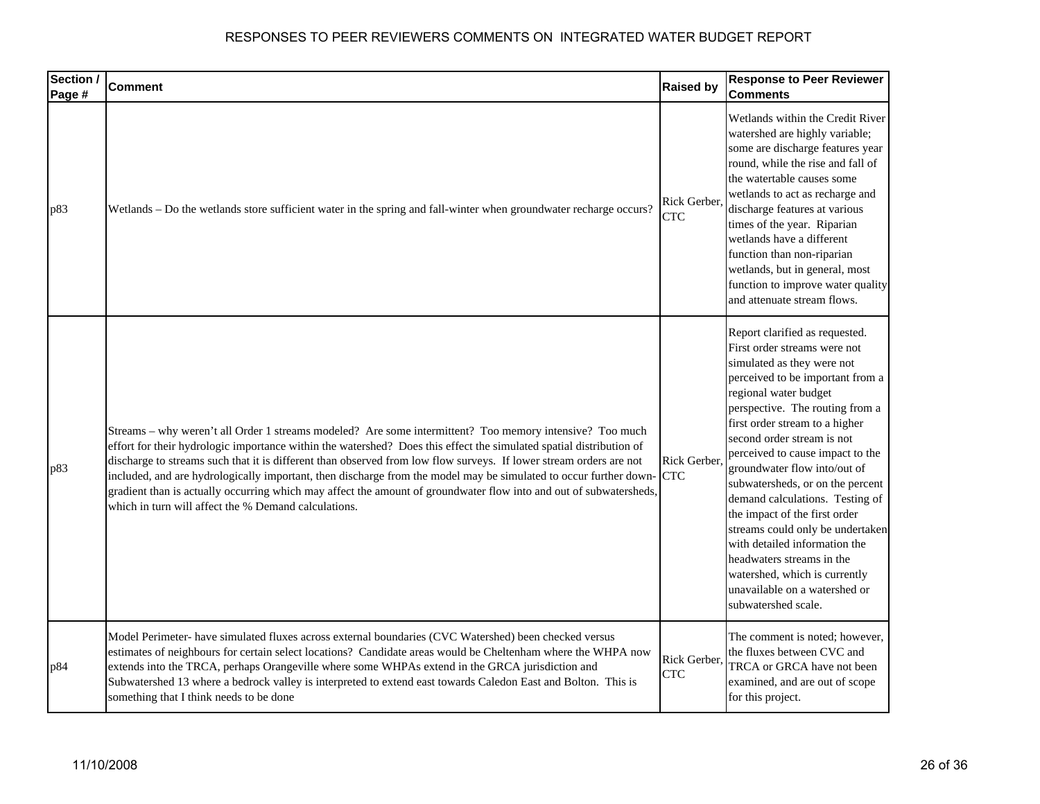# RESPONSES TO PEER REVIEWERS COMMENTS ON INTEGRATED WATER BUDGET REPORT

| Section / Page # | Comment | Raised by | Response to Peer Reviewer Comments |
|---|---|---|---|
| p83 | Wetlands – Do the wetlands store sufficient water in the spring and fall-winter when groundwater recharge occurs? | Rick Gerber, CTC | Wetlands within the Credit River watershed are highly variable; some are discharge features year round, while the rise and fall of the watertable causes some wetlands to act as recharge and discharge features at various times of the year. Riparian wetlands have a different function than non-riparian wetlands, but in general, most function to improve water quality and attenuate stream flows. |
| p83 | Streams – why weren't all Order 1 streams modeled? Are some intermittent? Too memory intensive? Too much effort for their hydrologic importance within the watershed? Does this effect the simulated spatial distribution of discharge to streams such that it is different than observed from low flow surveys. If lower stream orders are not included, and are hydrologically important, then discharge from the model may be simulated to occur further down-gradient than is actually occurring which may affect the amount of groundwater flow into and out of subwatersheds, which in turn will affect the % Demand calculations. | Rick Gerber, CTC | Report clarified as requested. First order streams were not simulated as they were not perceived to be important from a regional water budget perspective. The routing from a first order stream to a higher second order stream is not perceived to cause impact to the groundwater flow into/out of subwatersheds, or on the percent demand calculations. Testing of the impact of the first order streams could only be undertaken with detailed information the headwaters streams in the watershed, which is currently unavailable on a watershed or subwatershed scale. |
| p84 | Model Perimeter- have simulated fluxes across external boundaries (CVC Watershed) been checked versus estimates of neighbours for certain select locations? Candidate areas would be Cheltenham where the WHPA now extends into the TRCA, perhaps Orangeville where some WHPAs extend in the GRCA jurisdiction and Subwatershed 13 where a bedrock valley is interpreted to extend east towards Caledon East and Bolton. This is something that I think needs to be done | Rick Gerber, CTC | The comment is noted; however, the fluxes between CVC and TRCA or GRCA have not been examined, and are out of scope for this project. |

11/10/2008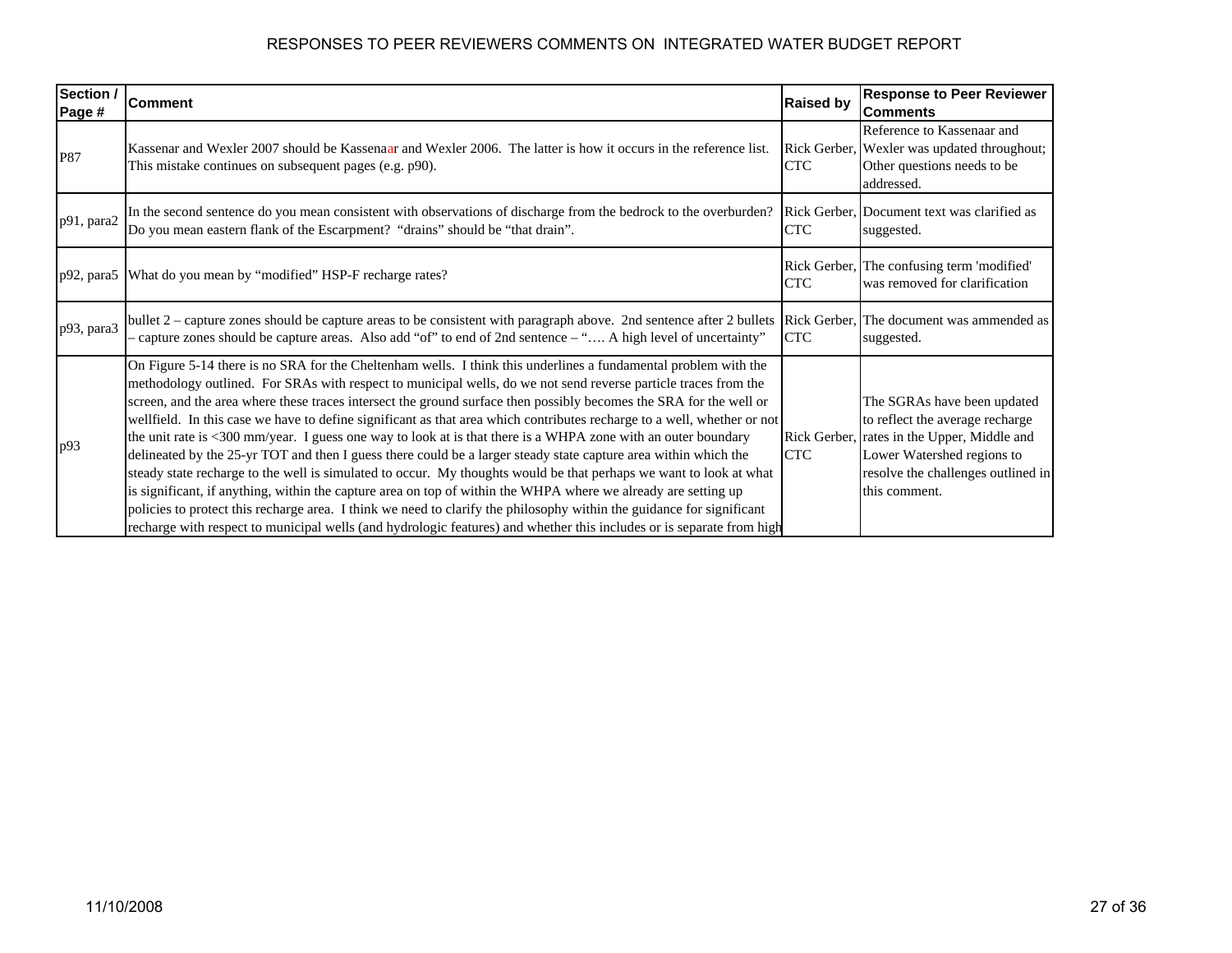# RESPONSES TO PEER REVIEWERS COMMENTS ON INTEGRATED WATER BUDGET REPORT

| Section / Page # | Comment | Raised by | Response to Peer Reviewer Comments |
|---|---|---|---|
| P87 | Kassenar and Wexler 2007 should be Kassenaar and Wexler 2006. The latter is how it occurs in the reference list. This mistake continues on subsequent pages (e.g. p90). | Rick Gerber, CTC | Reference to Kassenaar and Wexler was updated throughout; Other questions needs to be addressed. |
| p91, para2 | In the second sentence do you mean consistent with observations of discharge from the bedrock to the overburden? Do you mean eastern flank of the Escarpment? "drains" should be "that drain". | Rick Gerber, CTC | Document text was clarified as suggested. |
| p92, para5 | What do you mean by "modified" HSP-F recharge rates? | Rick Gerber, CTC | The confusing term 'modified' was removed for clarification |
| p93, para3 | bullet 2 – capture zones should be capture areas to be consistent with paragraph above. 2nd sentence after 2 bullets – capture zones should be capture areas. Also add "of" to end of 2nd sentence – "…. A high level of uncertainty" | Rick Gerber, CTC | The document was ammended as suggested. |
| p93 | On Figure 5-14 there is no SRA for the Cheltenham wells. I think this underlines a fundamental problem with the methodology outlined. For SRAs with respect to municipal wells, do we not send reverse particle traces from the screen, and the area where these traces intersect the ground surface then possibly becomes the SRA for the well or wellfield. In this case we have to define significant as that area which contributes recharge to a well, whether or not the unit rate is <300 mm/year. I guess one way to look at is that there is a WHPA zone with an outer boundary delineated by the 25-yr TOT and then I guess there could be a larger steady state capture area within which the steady state recharge to the well is simulated to occur. My thoughts would be that perhaps we want to look at what is significant, if anything, within the capture area on top of within the WHPA where we already are setting up policies to protect this recharge area. I think we need to clarify the philosophy within the guidance for significant recharge with respect to municipal wells (and hydrologic features) and whether this includes or is separate from high | Rick Gerber, CTC | The SGRAs have been updated to reflect the average recharge rates in the Upper, Middle and Lower Watershed regions to resolve the challenges outlined in this comment. |

11/10/2008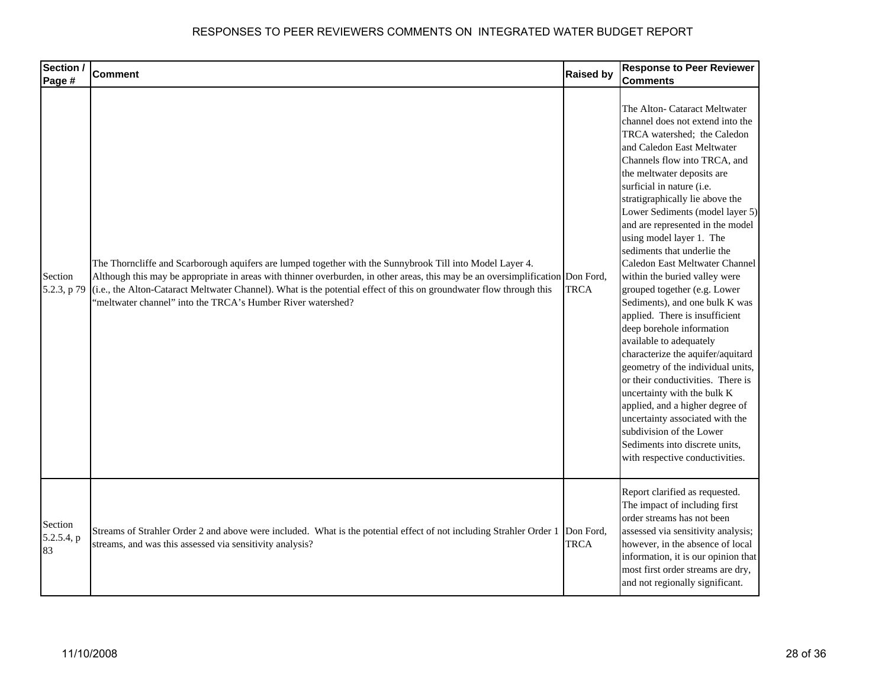# RESPONSES TO PEER REVIEWERS COMMENTS ON INTEGRATED WATER BUDGET REPORT

| Section / Page # | Comment | Raised by | Response to Peer Reviewer Comments |
|---|---|---|---|
| Section 5.2.3, p 79 | The Thorncliffe and Scarborough aquifers are lumped together with the Sunnybrook Till into Model Layer 4. Although this may be appropriate in areas with thinner overburden, in other areas, this may be an oversimplification (i.e., the Alton-Cataract Meltwater Channel). What is the potential effect of this on groundwater flow through this "meltwater channel" into the TRCA's Humber River watershed? | Don Ford, TRCA | The Alton- Cataract Meltwater channel does not extend into the TRCA watershed; the Caledon and Caledon East Meltwater Channels flow into TRCA, and the meltwater deposits are surficial in nature (i.e. stratigraphically lie above the Lower Sediments (model layer 5) and are represented in the model using model layer 1. The sediments that underlie the Caledon East Meltwater Channel within the buried valley were grouped together (e.g. Lower Sediments), and one bulk K was applied. There is insufficient deep borehole information available to adequately characterize the aquifer/aquitard geometry of the individual units, or their conductivities. There is uncertainty with the bulk K applied, and a higher degree of uncertainty associated with the subdivision of the Lower Sediments into discrete units, with respective conductivities. |
| Section 5.2.5.4, p 83 | Streams of Strahler Order 2 and above were included. What is the potential effect of not including Strahler Order 1 streams, and was this assessed via sensitivity analysis? | Don Ford, TRCA | Report clarified as requested. The impact of including first order streams has not been assessed via sensitivity analysis; however, in the absence of local information, it is our opinion that most first order streams are dry, and not regionally significant. |

11/10/2008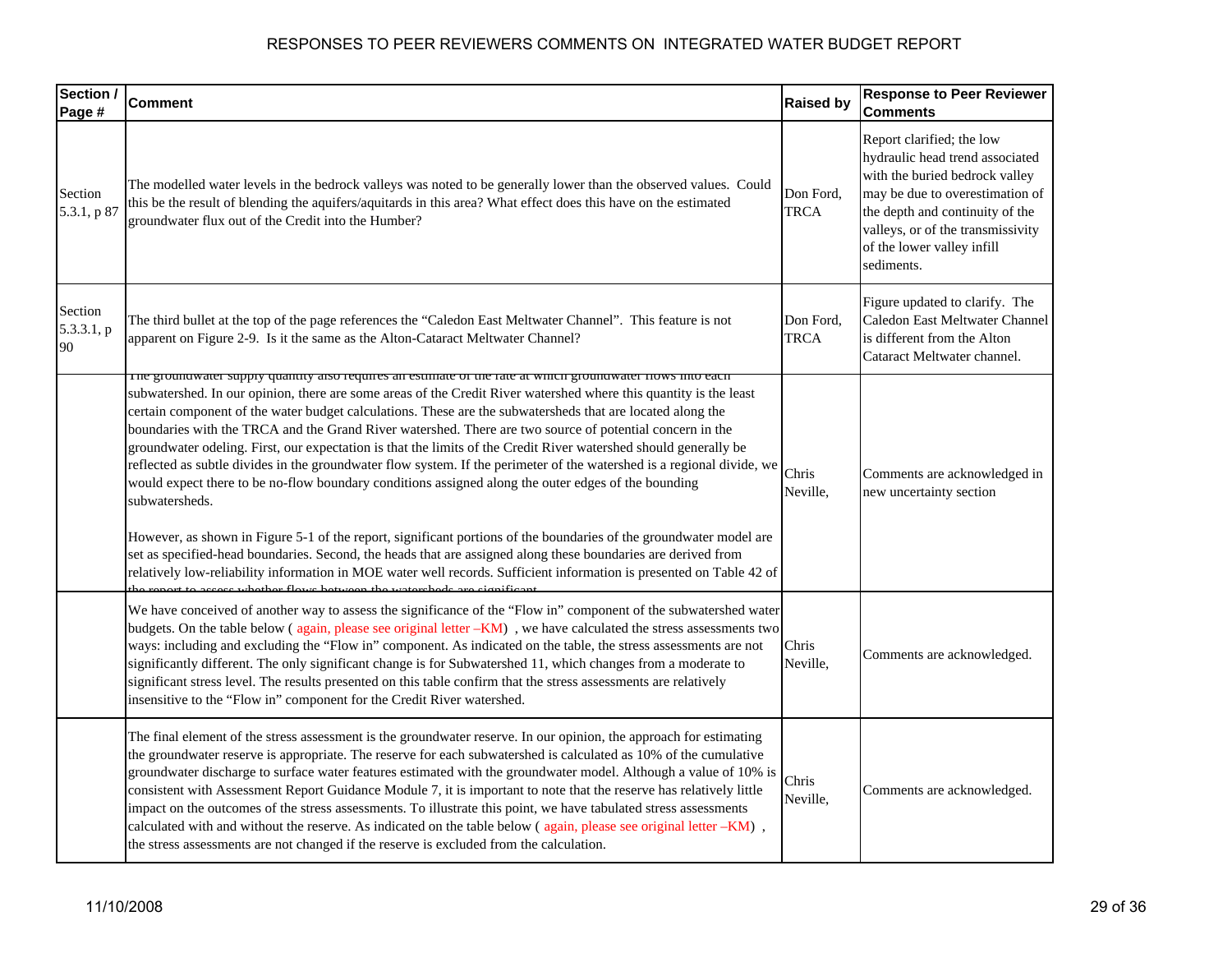# RESPONSES TO PEER REVIEWERS COMMENTS ON INTEGRATED WATER BUDGET REPORT

| Section / Page # | Comment | Raised by | Response to Peer Reviewer Comments |
|---|---|---|---|
| Section 5.3.1, p 87 | The modelled water levels in the bedrock valleys was noted to be generally lower than the observed values. Could this be the result of blending the aquifers/aquitards in this area? What effect does this have on the estimated groundwater flux out of the Credit into the Humber? | Don Ford, TRCA | Report clarified; the low hydraulic head trend associated with the buried bedrock valley may be due to overestimation of the depth and continuity of the valleys, or of the transmissivity of the lower valley infill sediments. |
| Section 5.3.3.1, p 90 | The third bullet at the top of the page references the "Caledon East Meltwater Channel". This feature is not apparent on Figure 2-9. Is it the same as the Alton-Cataract Meltwater Channel? | Don Ford, TRCA | Figure updated to clarify. The Caledon East Meltwater Channel is different from the Alton Cataract Meltwater channel. |
| | The groundwater supply quantity also requires an estimate of the rate at which groundwater flows into each subwatershed. In our opinion, there are some areas of the Credit River watershed where this quantity is the least certain component of the water budget calculations. These are the subwatersheds that are located along the boundaries with the TRCA and the Grand River watershed. There are two source of potential concern in the groundwater odeling. First, our expectation is that the limits of the Credit River watershed should generally be reflected as subtle divides in the groundwater flow system. If the perimeter of the watershed is a regional divide, we would expect there to be no-flow boundary conditions assigned along the outer edges of the bounding subwatersheds.<br><br>However, as shown in Figure 5-1 of the report, significant portions of the boundaries of the groundwater model are set as specified-head boundaries. Second, the heads that are assigned along these boundaries are derived from relatively low-reliability information in MOE water well records. Sufficient information is presented on Table 42 of the report to assess whether flows between the watersheds are significant. | Chris Neville, | Comments are acknowledged in new uncertainty section |
| | We have conceived of another way to assess the significance of the "Flow in" component of the subwatershed water budgets. On the table below ( again, please see original letter –KM) , we have calculated the stress assessments two ways: including and excluding the "Flow in" component. As indicated on the table, the stress assessments are not significantly different. The only significant change is for Subwatershed 11, which changes from a moderate to significant stress level. The results presented on this table confirm that the stress assessments are relatively insensitive to the "Flow in" component for the Credit River watershed. | Chris Neville, | Comments are acknowledged. |
| | The final element of the stress assessment is the groundwater reserve. In our opinion, the approach for estimating the groundwater reserve is appropriate. The reserve for each subwatershed is calculated as 10% of the cumulative groundwater discharge to surface water features estimated with the groundwater model. Although a value of 10% is consistent with Assessment Report Guidance Module 7, it is important to note that the reserve has relatively little impact on the outcomes of the stress assessments. To illustrate this point, we have tabulated stress assessments calculated with and without the reserve. As indicated on the table below ( again, please see original letter –KM) , the stress assessments are not changed if the reserve is excluded from the calculation. | Chris Neville, | Comments are acknowledged. |

11/10/2008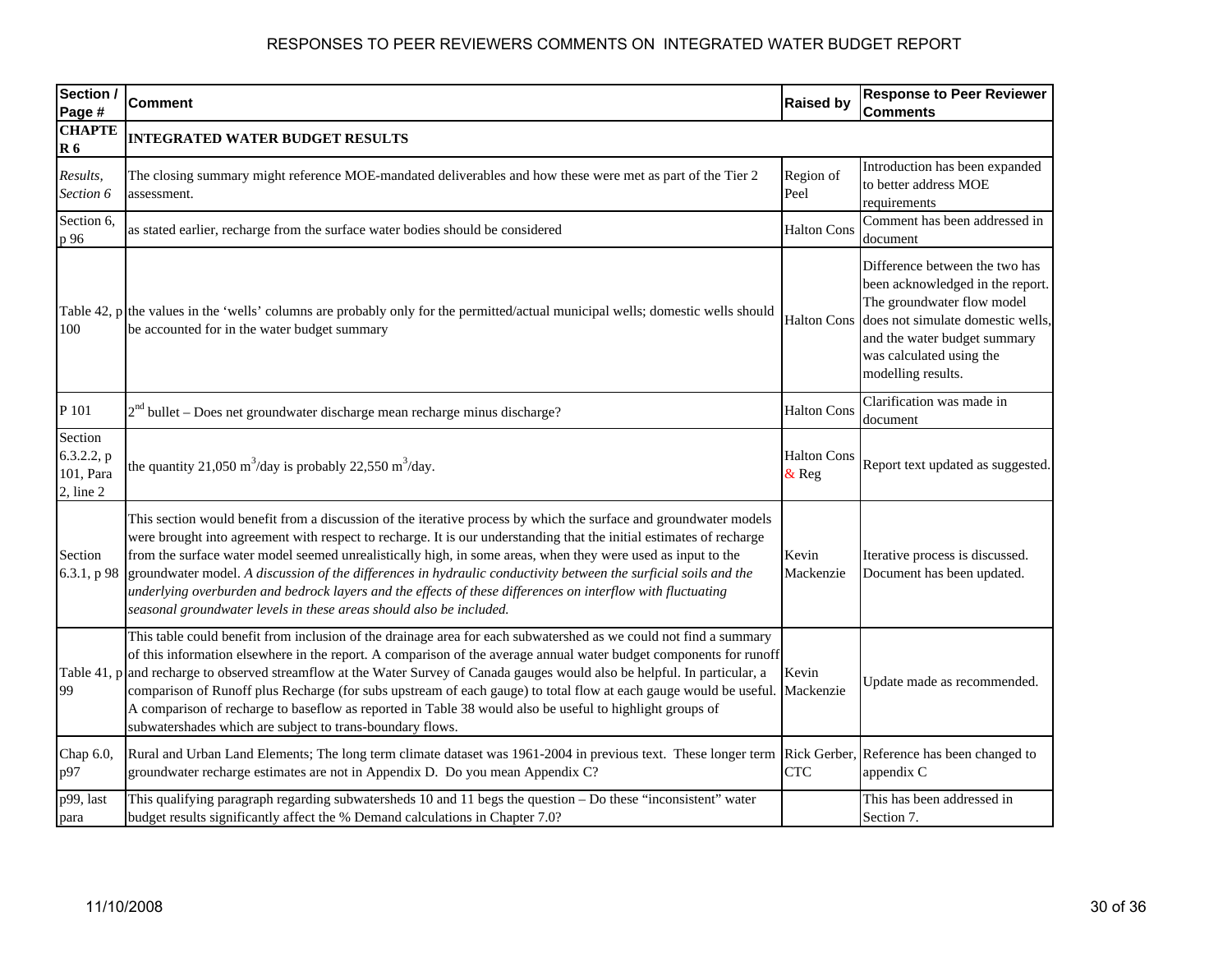# RESPONSES TO PEER REVIEWERS COMMENTS ON INTEGRATED WATER BUDGET REPORT

| Section / Page # | Comment | Raised by | Response to Peer Reviewer Comments |
|---|---|---|---|
| **CHAPTER 6** | **INTEGRATED WATER BUDGET RESULTS** | | |
| *Results, Section 6* | The closing summary might reference MOE-mandated deliverables and how these were met as part of the Tier 2 assessment. | Region of Peel | Introduction has been expanded to better address MOE requirements |
| Section 6, p 96 | as stated earlier, recharge from the surface water bodies should be considered | Halton Cons | Comment has been addressed in document |
| Table 42, p 100 | the values in the 'wells' columns are probably only for the permitted/actual municipal wells; domestic wells should be accounted for in the water budget summary | Halton Cons | Difference between the two has been acknowledged in the report. The groundwater flow model does not simulate domestic wells, and the water budget summary was calculated using the modelling results. |
| P 101 | 2nd bullet – Does net groundwater discharge mean recharge minus discharge? | Halton Cons | Clarification was made in document |
| Section 6.3.2.2, p 101, Para 2, line 2 | the quantity 21,050 $m^3$/day is probably 22,550 $m^3$/day. | Halton Cons & Reg | Report text updated as suggested. |
| Section 6.3.1, p 98 | This section would benefit from a discussion of the iterative process by which the surface and groundwater models were brought into agreement with respect to recharge. It is our understanding that the initial estimates of recharge from the surface water model seemed unrealistically high, in some areas, when they were used as input to the groundwater model. *A discussion of the differences in hydraulic conductivity between the surficial soils and the underlying overburden and bedrock layers and the effects of these differences on interflow with fluctuating seasonal groundwater levels in these areas should also be included.* | Kevin Mackenzie | Iterative process is discussed. Document has been updated. |
| Table 41, p 99 | This table could benefit from inclusion of the drainage area for each subwatershed as we could not find a summary of this information elsewhere in the report. A comparison of the average annual water budget components for runoff and recharge to observed streamflow at the Water Survey of Canada gauges would also be helpful. In particular, a comparison of Runoff plus Recharge (for subs upstream of each gauge) to total flow at each gauge would be useful. A comparison of recharge to baseflow as reported in Table 38 would also be useful to highlight groups of subwatershades which are subject to trans-boundary flows. | Kevin Mackenzie | Update made as recommended. |
| Chap 6.0, p97 | Rural and Urban Land Elements; The long term climate dataset was 1961-2004 in previous text. These longer term groundwater recharge estimates are not in Appendix D. Do you mean Appendix C? | Rick Gerber, CTC | Reference has been changed to appendix C |
| p99, last para | This qualifying paragraph regarding subwatersheds 10 and 11 begs the question – Do these "inconsistent" water budget results significantly affect the % Demand calculations in Chapter 7.0? | | This has been addressed in Section 7. |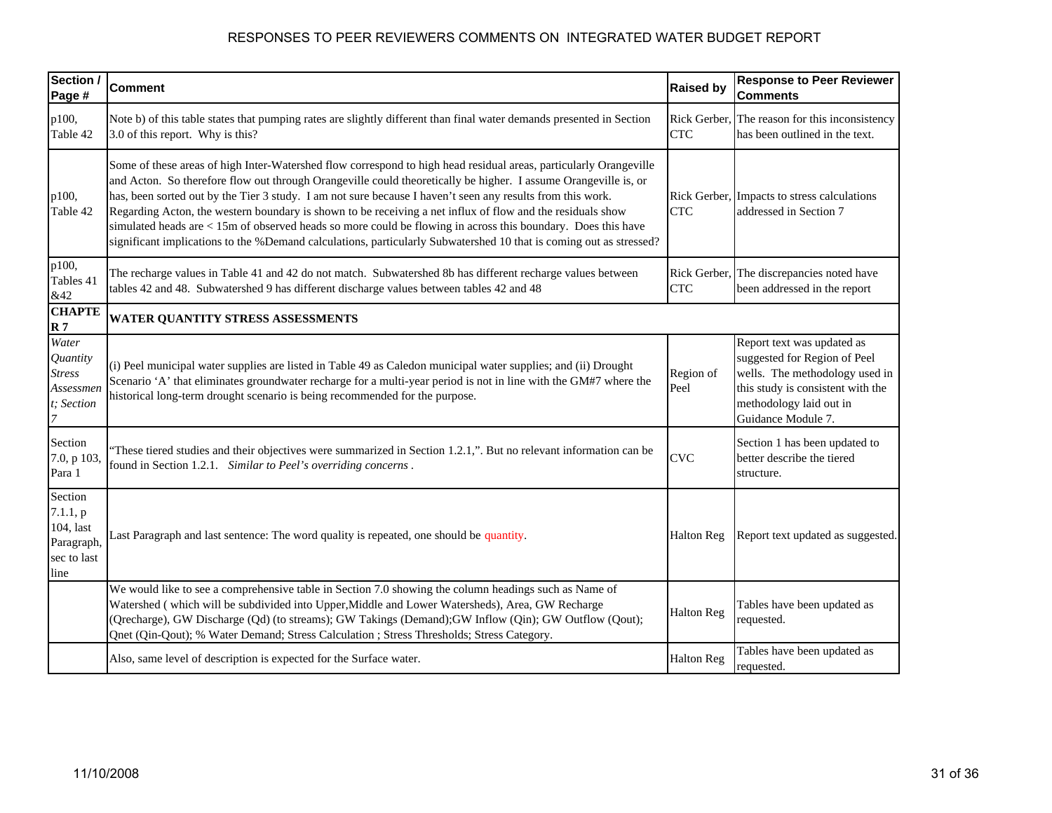# RESPONSES TO PEER REVIEWERS COMMENTS ON INTEGRATED WATER BUDGET REPORT

| Section / Page # | Comment | Raised by | Response to Peer Reviewer Comments |
|---|---|---|---|
| p100, Table 42 | Note b) of this table states that pumping rates are slightly different than final water demands presented in Section 3.0 of this report. Why is this? | Rick Gerber, CTC | The reason for this inconsistency has been outlined in the text. |
| p100, Table 42 | Some of these areas of high Inter-Watershed flow correspond to high head residual areas, particularly Orangeville and Acton. So therefore flow out through Orangeville could theoretically be higher. I assume Orangeville is, or has, been sorted out by the Tier 3 study. I am not sure because I haven't seen any results from this work. Regarding Acton, the western boundary is shown to be receiving a net influx of flow and the residuals show simulated heads are < 15m of observed heads so more could be flowing in across this boundary. Does this have significant implications to the %Demand calculations, particularly Subwatershed 10 that is coming out as stressed? | Rick Gerber, CTC | Impacts to stress calculations addressed in Section 7 |
| p100, Tables 41 &42 | The recharge values in Table 41 and 42 do not match. Subwatershed 8b has different recharge values between tables 42 and 48. Subwatershed 9 has different discharge values between tables 42 and 48 | Rick Gerber, CTC | The discrepancies noted have been addressed in the report |
| **CHAPTER 7** | **WATER QUANTITY STRESS ASSESSMENTS** | | |
| *Water Quantity Stress Assessment; Section 7* | (i) Peel municipal water supplies are listed in Table 49 as Caledon municipal water supplies; and (ii) Drought Scenario 'A' that eliminates groundwater recharge for a multi-year period is not in line with the GM#7 where the historical long-term drought scenario is being recommended for the purpose. | Region of Peel | Report text was updated as suggested for Region of Peel wells. The methodology used in this study is consistent with the methodology laid out in Guidance Module 7. |
| Section 7.0, p 103, Para 1 | "These tiered studies and their objectives were summarized in Section 1.2.1,". But no relevant information can be found in Section 1.2.1. *Similar to Peel's overriding concerns* . | CVC | Section 1 has been updated to better describe the tiered structure. |
| Section 7.1.1, p 104, last Paragraph, sec to last line | Last Paragraph and last sentence: The word quality is repeated, one should be quantity. | Halton Reg | Report text updated as suggested. |
| | We would like to see a comprehensive table in Section 7.0 showing the column headings such as Name of Watershed ( which will be subdivided into Upper,Middle and Lower Watersheds), Area, GW Recharge (Qrecharge), GW Discharge (Qd) (to streams); GW Takings (Demand);GW Inflow (Qin); GW Outflow (Qout); Qnet (Qin-Qout); % Water Demand; Stress Calculation ; Stress Thresholds; Stress Category. | Halton Reg | Tables have been updated as requested. |
| | Also, same level of description is expected for the Surface water. | Halton Reg | Tables have been updated as requested. |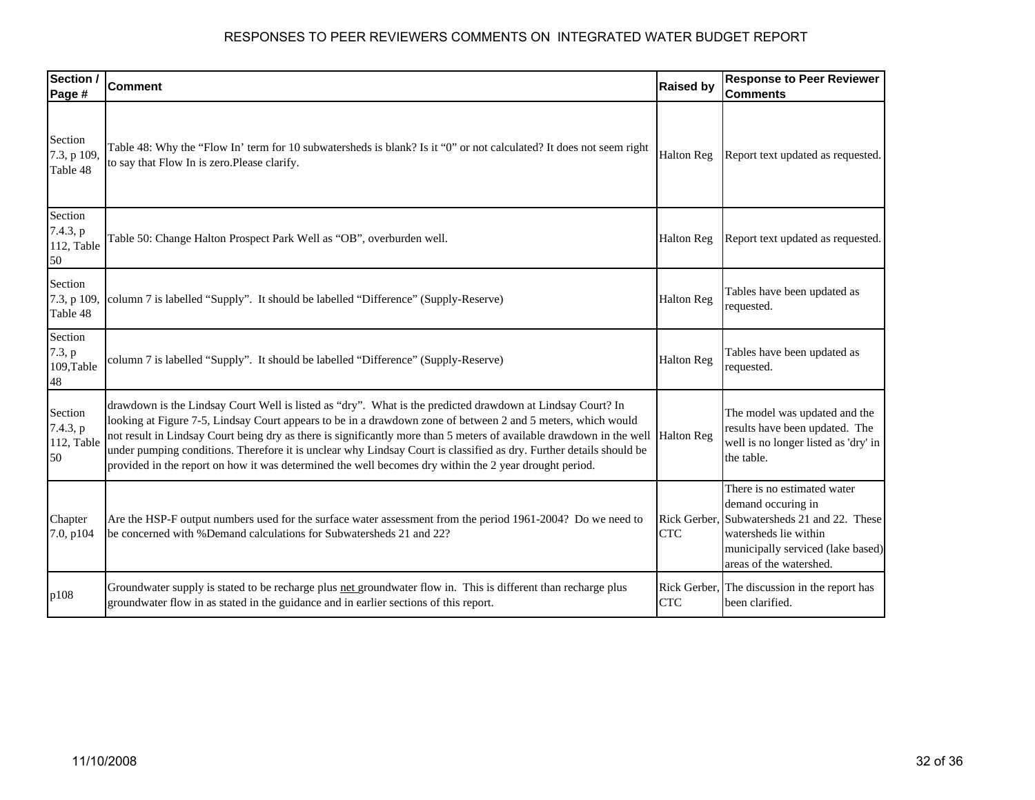# RESPONSES TO PEER REVIEWERS COMMENTS ON INTEGRATED WATER BUDGET REPORT

| Section / Page # | Comment | Raised by | Response to Peer Reviewer Comments |
|---|---|---|---|
| Section 7.3, p 109, Table 48 | Table 48: Why the "Flow In' term for 10 subwatersheds is blank? Is it "0" or not calculated? It does not seem right to say that Flow In is zero.Please clarify. | Halton Reg | Report text updated as requested. |
| Section 7.4.3, p 112, Table 50 | Table 50: Change Halton Prospect Park Well as "OB", overburden well. | Halton Reg | Report text updated as requested. |
| Section 7.3, p 109, Table 48 | column 7 is labelled "Supply". It should be labelled "Difference" (Supply-Reserve) | Halton Reg | Tables have been updated as requested. |
| Section 7.3, p 109,Table 48 | column 7 is labelled "Supply". It should be labelled "Difference" (Supply-Reserve) | Halton Reg | Tables have been updated as requested. |
| Section 7.4.3, p 112, Table 50 | drawdown is the Lindsay Court Well is listed as "dry". What is the predicted drawdown at Lindsay Court? In looking at Figure 7-5, Lindsay Court appears to be in a drawdown zone of between 2 and 5 meters, which would not result in Lindsay Court being dry as there is significantly more than 5 meters of available drawdown in the well under pumping conditions. Therefore it is unclear why Lindsay Court is classified as dry. Further details should be provided in the report on how it was determined the well becomes dry within the 2 year drought period. | Halton Reg | The model was updated and the results have been updated. The well is no longer listed as 'dry' in the table. |
| Chapter 7.0, p104 | Are the HSP-F output numbers used for the surface water assessment from the period 1961-2004? Do we need to be concerned with %Demand calculations for Subwatersheds 21 and 22? | Rick Gerber, CTC | There is no estimated water demand occuring in Subwatersheds 21 and 22. These watersheds lie within municipally serviced (lake based) areas of the watershed. |
| p108 | Groundwater supply is stated to be recharge plus <u>net</u> groundwater flow in. This is different than recharge plus groundwater flow in as stated in the guidance and in earlier sections of this report. | Rick Gerber, CTC | The discussion in the report has been clarified. |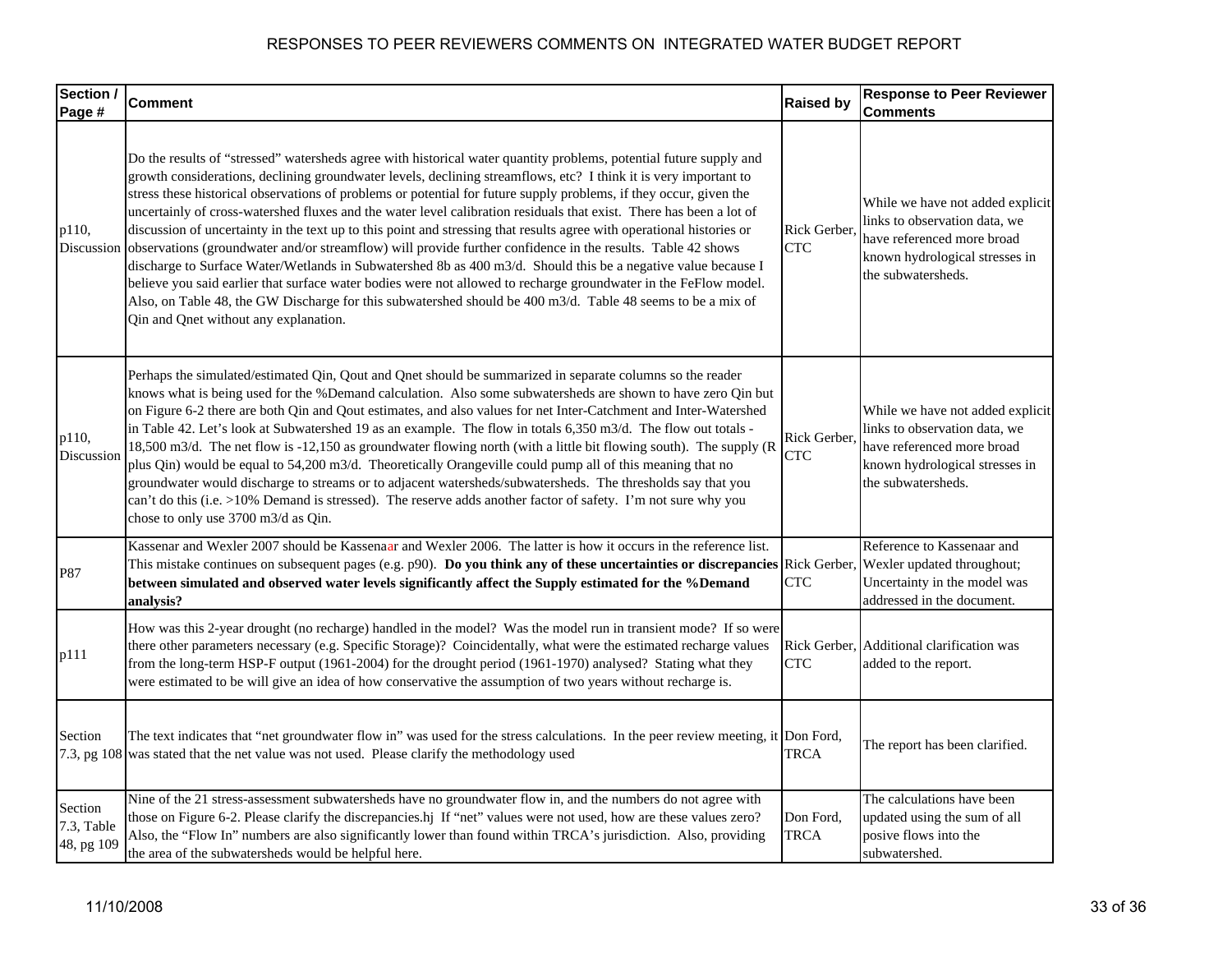# RESPONSES TO PEER REVIEWERS COMMENTS ON INTEGRATED WATER BUDGET REPORT

| Section / Page # | Comment | Raised by | Response to Peer Reviewer Comments |
|---|---|---|---|
| p110, Discussion | Do the results of "stressed" watersheds agree with historical water quantity problems, potential future supply and growth considerations, declining groundwater levels, declining streamflows, etc? I think it is very important to stress these historical observations of problems or potential for future supply problems, if they occur, given the uncertainly of cross-watershed fluxes and the water level calibration residuals that exist. There has been a lot of discussion of uncertainty in the text up to this point and stressing that results agree with operational histories or observations (groundwater and/or streamflow) will provide further confidence in the results. Table 42 shows discharge to Surface Water/Wetlands in Subwatershed 8b as 400 m3/d. Should this be a negative value because I believe you said earlier that surface water bodies were not allowed to recharge groundwater in the FeFlow model. Also, on Table 48, the GW Discharge for this subwatershed should be 400 m3/d. Table 48 seems to be a mix of Qin and Qnet without any explanation. | Rick Gerber, CTC | While we have not added explicit links to observation data, we have referenced more broad known hydrological stresses in the subwatersheds. |
| p110, Discussion | Perhaps the simulated/estimated Qin, Qout and Qnet should be summarized in separate columns so the reader knows what is being used for the %Demand calculation. Also some subwatersheds are shown to have zero Qin but on Figure 6-2 there are both Qin and Qout estimates, and also values for net Inter-Catchment and Inter-Watershed in Table 42. Let's look at Subwatershed 19 as an example. The flow in totals 6,350 m3/d. The flow out totals -18,500 m3/d. The net flow is -12,150 as groundwater flowing north (with a little bit flowing south). The supply (R plus Qin) would be equal to 54,200 m3/d. Theoretically Orangeville could pump all of this meaning that no groundwater would discharge to streams or to adjacent watersheds/subwatersheds. The thresholds say that you can't do this (i.e. >10% Demand is stressed). The reserve adds another factor of safety. I'm not sure why you chose to only use 3700 m3/d as Qin. | Rick Gerber, CTC | While we have not added explicit links to observation data, we have referenced more broad known hydrological stresses in the subwatersheds. |
| P87 | Kassenar and Wexler 2007 should be Kassenaar and Wexler 2006. The latter is how it occurs in the reference list. This mistake continues on subsequent pages (e.g. p90). **Do you think any of these uncertainties or discrepancies between simulated and observed water levels significantly affect the Supply estimated for the %Demand analysis?** | Rick Gerber, CTC | Reference to Kassenaar and Wexler updated throughout; Uncertainty in the model was addressed in the document. |
| p111 | How was this 2-year drought (no recharge) handled in the model? Was the model run in transient mode? If so were there other parameters necessary (e.g. Specific Storage)? Coincidentally, what were the estimated recharge values from the long-term HSP-F output (1961-2004) for the drought period (1961-1970) analysed? Stating what they were estimated to be will give an idea of how conservative the assumption of two years without recharge is. | Rick Gerber, CTC | Additional clarification was added to the report. |
| Section 7.3, pg 108 | The text indicates that "net groundwater flow in" was used for the stress calculations. In the peer review meeting, it was stated that the net value was not used. Please clarify the methodology used | Don Ford, TRCA | The report has been clarified. |
| Section 7.3, Table 48, pg 109 | Nine of the 21 stress-assessment subwatersheds have no groundwater flow in, and the numbers do not agree with those on Figure 6-2. Please clarify the discrepancies.hj If "net" values were not used, how are these values zero? Also, the "Flow In" numbers are also significantly lower than found within TRCA's jurisdiction. Also, providing the area of the subwatersheds would be helpful here. | Don Ford, TRCA | The calculations have been updated using the sum of all posive flows into the subwatershed. |

11/10/2008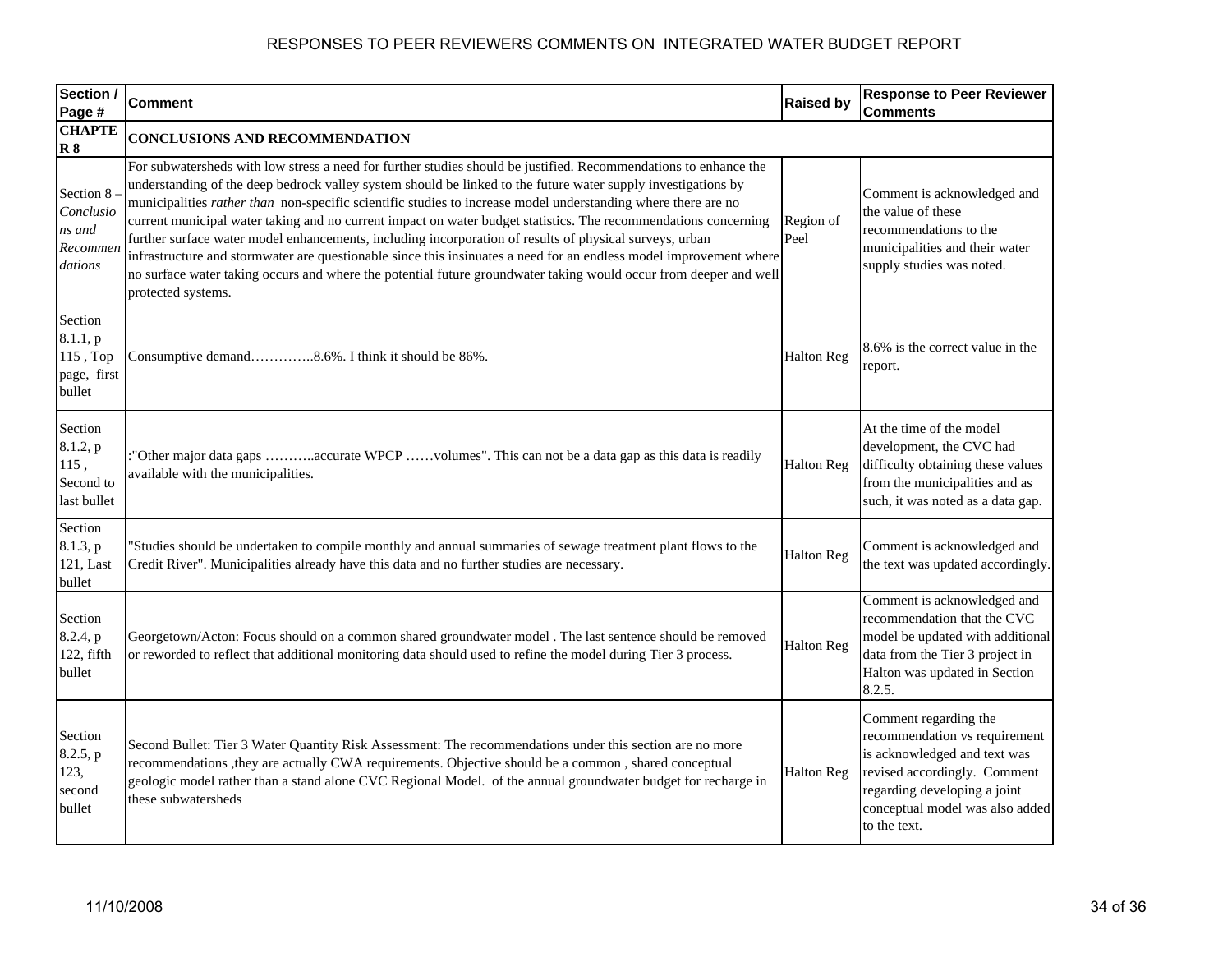| Section / Page # | Comment | Raised by | Response to Peer Reviewer Comments |
|---|---|---|---|
| **CHAPTER 8** | **CONCLUSIONS AND RECOMMENDATION** | | |
| Section 8 – *Conclusions and Recommendations* | For subwatersheds with low stress a need for further studies should be justified. Recommendations to enhance the understanding of the deep bedrock valley system should be linked to the future water supply investigations by municipalities *rather than* non-specific scientific studies to increase model understanding where there are no current municipal water taking and no current impact on water budget statistics. The recommendations concerning further surface water model enhancements, including incorporation of results of physical surveys, urban infrastructure and stormwater are questionable since this insinuates a need for an endless model improvement where no surface water taking occurs and where the potential future groundwater taking would occur from deeper and well protected systems. | Region of Peel | Comment is acknowledged and the value of these recommendations to the municipalities and their water supply studies was noted. |
| Section 8.1.1, p 115 , Top page, first bullet | Consumptive demand…………..8.6%. I think it should be 86%. | Halton Reg | 8.6% is the correct value in the report. |
| Section 8.1.2, p 115 , Second to last bullet | :"Other major data gaps ………..accurate WPCP ……volumes". This can not be a data gap as this data is readily available with the municipalities. | Halton Reg | At the time of the model development, the CVC had difficulty obtaining these values from the municipalities and as such, it was noted as a data gap. |
| Section 8.1.3, p 121, Last bullet | "Studies should be undertaken to compile monthly and annual summaries of sewage treatment plant flows to the Credit River". Municipalities already have this data and no further studies are necessary. | Halton Reg | Comment is acknowledged and the text was updated accordingly. |
| Section 8.2.4, p 122, fifth bullet | Georgetown/Acton: Focus should on a common shared groundwater model . The last sentence should be removed or reworded to reflect that additional monitoring data should used to refine the model during Tier 3 process. | Halton Reg | Comment is acknowledged and recommendation that the CVC model be updated with additional data from the Tier 3 project in Halton was updated in Section 8.2.5. |
| Section 8.2.5, p 123, second bullet | Second Bullet: Tier 3 Water Quantity Risk Assessment: The recommendations under this section are no more recommendations ,they are actually CWA requirements. Objective should be a common , shared conceptual geologic model rather than a stand alone CVC Regional Model. of the annual groundwater budget for recharge in these subwatersheds | Halton Reg | Comment regarding the recommendation vs requirement is acknowledged and text was revised accordingly. Comment regarding developing a joint conceptual model was also added to the text. |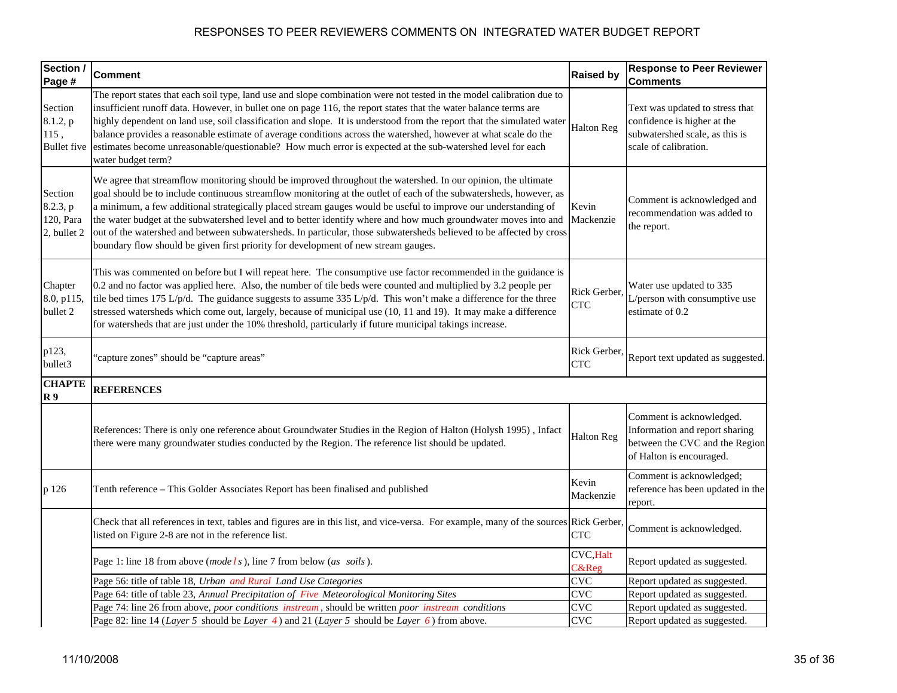# RESPONSES TO PEER REVIEWERS COMMENTS ON INTEGRATED WATER BUDGET REPORT

| Section / Page # | Comment | Raised by | Response to Peer Reviewer Comments |
|---|---|---|---|
| Section 8.1.2, p 115, Bullet five | The report states that each soil type, land use and slope combination were not tested in the model calibration due to insufficient runoff data. However, in bullet one on page 116, the report states that the water balance terms are highly dependent on land use, soil classification and slope. It is understood from the report that the simulated water balance provides a reasonable estimate of average conditions across the watershed, however at what scale do the estimates become unreasonable/questionable? How much error is expected at the sub-watershed level for each water budget term? | Halton Reg | Text was updated to stress that confidence is higher at the subwatershed scale, as this is scale of calibration. |
| Section 8.2.3, p 120, Para 2, bullet 2 | We agree that streamflow monitoring should be improved throughout the watershed. In our opinion, the ultimate goal should be to include continuous streamflow monitoring at the outlet of each of the subwatersheds, however, as a minimum, a few additional strategically placed stream gauges would be useful to improve our understanding of the water budget at the subwatershed level and to better identify where and how much groundwater moves into and out of the watershed and between subwatersheds. In particular, those subwatersheds believed to be affected by cross boundary flow should be given first priority for development of new stream gauges. | Kevin Mackenzie | Comment is acknowledged and recommendation was added to the report. |
| Chapter 8.0, p115, bullet 2 | This was commented on before but I will repeat here. The consumptive use factor recommended in the guidance is 0.2 and no factor was applied here. Also, the number of tile beds were counted and multiplied by 3.2 people per tile bed times 175 L/p/d. The guidance suggests to assume 335 L/p/d. This won't make a difference for the three stressed watersheds which come out, largely, because of municipal use (10, 11 and 19). It may make a difference for watersheds that are just under the 10% threshold, particularly if future municipal takings increase. | Rick Gerber, CTC | Water use updated to 335 L/person with consumptive use estimate of 0.2 |
| p123, bullet3 | "capture zones" should be "capture areas" | Rick Gerber, CTC | Report text updated as suggested. |
| **CHAPTER 9** | **REFERENCES** | | |
| | References: There is only one reference about Groundwater Studies in the Region of Halton (Holysh 1995) , Infact there were many groundwater studies conducted by the Region. The reference list should be updated. | Halton Reg | Comment is acknowledged. Information and report sharing between the CVC and the Region of Halton is encouraged. |
| p 126 | Tenth reference – This Golder Associates Report has been finalised and published | Kevin Mackenzie | Comment is acknowledged; reference has been updated in the report. |
| | Check that all references in text, tables and figures are in this list, and vice-versa. For example, many of the sources listed on Figure 2-8 are not in the reference list. | Rick Gerber, CTC | Comment is acknowledged. |
| | Page 1: line 18 from above (*models*), line 7 from below (*as soils*). | CVC,Halt C&Reg | Report updated as suggested. |
| | Page 56: title of table 18, *Urban and Rural Land Use Categories* | CVC | Report updated as suggested. |
| | Page 64: title of table 23, *Annual Precipitation of Five Meteorological Monitoring Sites* | CVC | Report updated as suggested. |
| | Page 74: line 26 from above, *poor conditions instream*, should be written *poor instream conditions* | CVC | Report updated as suggested. |
| | Page 82: line 14 (*Layer 5* should be *Layer 4*) and 21 (*Layer 5* should be *Layer 6*) from above. | CVC | Report updated as suggested. |

11/10/2008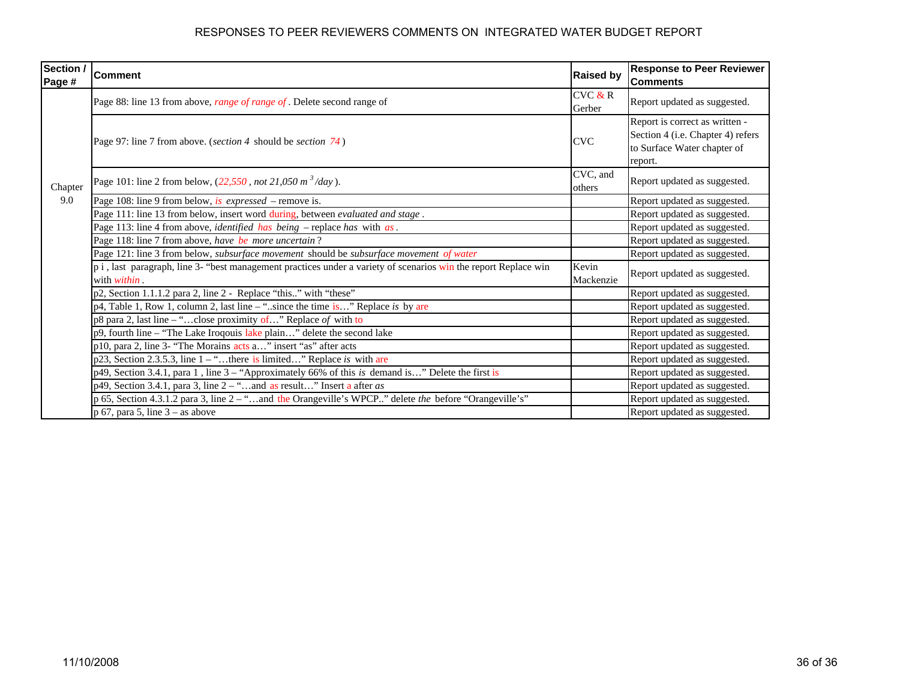RESPONSES TO PEER REVIEWERS COMMENTS ON INTEGRATED WATER BUDGET REPORT

| Section / Page # | Comment | Raised by | Response to Peer Reviewer Comments |
|---|---|---|---|
| Chapter 9.0 | Page 88: line 13 from above, *range of range of*. Delete second range of | CVC & R Gerber | Report updated as suggested. |
| | Page 97: line 7 from above. (*section 4* should be *section 74*) | CVC | Report is correct as written - Section 4 (i.e. Chapter 4) refers to Surface Water chapter of report. |
| | Page 101: line 2 from below, (*22,550, not 21,050 m³/day*). | CVC, and others | Report updated as suggested. |
| | Page 108: line 9 from below, *is expressed* – remove is. | | Report updated as suggested. |
| | Page 111: line 13 from below, insert word during, between *evaluated and stage*. | | Report updated as suggested. |
| | Page 113: line 4 from above, *identified has being* – replace *has* with *as*. | | Report updated as suggested. |
| | Page 118: line 7 from above, *have be more uncertain*? | | Report updated as suggested. |
| | Page 121: line 3 from below, *subsurface movement* should be *subsurface movement of water* | | Report updated as suggested. |
| | p i, last paragraph, line 3- "best management practices under a variety of scenarios win the report Replace win with *within*. | Kevin Mackenzie | Report updated as suggested. |
| | p2, Section 1.1.1.2 para 2, line 2 - Replace "this.." with "these" | | Report updated as suggested. |
| | p4, Table 1, Row 1, column 2, last line – "..since the time is…" Replace *is* by are | | Report updated as suggested. |
| | p8 para 2, last line – "…close proximity of…" Replace *of* with to | | Report updated as suggested. |
| | p9, fourth line – "The Lake Iroquois lake plain…" delete the second lake | | Report updated as suggested. |
| | p10, para 2, line 3- "The Morains acts a…" insert "as" after acts | | Report updated as suggested. |
| | p23, Section 2.3.5.3, line 1 – "…there is limited…" Replace *is* with are | | Report updated as suggested. |
| | p49, Section 3.4.1, para 1 , line 3 – "Approximately 66% of this *is* demand is…" Delete the first is | | Report updated as suggested. |
| | p49, Section 3.4.1, para 3, line 2 – "…and as result…" Insert a after *as* | | Report updated as suggested. |
| | p 65, Section 4.3.1.2 para 3, line 2 – "…and the Orangeville's WPCP.." delete *the* before "Orangeville's" | | Report updated as suggested. |
| | p 67, para 5, line 3 – as above | | Report updated as suggested. |

11/10/2008